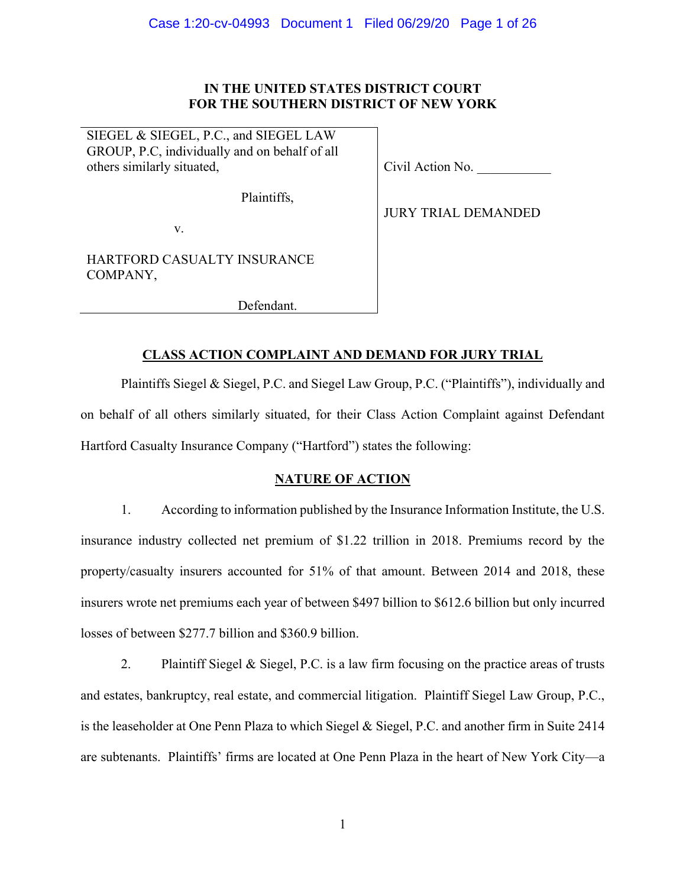**IN THE UNITED STATES DISTRICT COURT**
**FOR THE SOUTHERN DISTRICT OF NEW YORK**

| | |
|---|---|
| SIEGEL & SIEGEL, P.C., and SIEGEL LAW GROUP, P.C, individually and on behalf of all others similarly situated,<br><br>Plaintiffs,<br><br>v.<br><br>HARTFORD CASUALTY INSURANCE COMPANY,<br><br>Defendant. | Civil Action No. \_\_\_\_\_\_\_\_\_\_\_<br><br>JURY TRIAL DEMANDED |

## CLASS ACTION COMPLAINT AND DEMAND FOR JURY TRIAL

Plaintiffs Siegel & Siegel, P.C. and Siegel Law Group, P.C. ("Plaintiffs"), individually and on behalf of all others similarly situated, for their Class Action Complaint against Defendant Hartford Casualty Insurance Company ("Hartford") states the following:

## NATURE OF ACTION

1. According to information published by the Insurance Information Institute, the U.S. insurance industry collected net premium of $1.22 trillion in 2018. Premiums record by the property/casualty insurers accounted for 51% of that amount. Between 2014 and 2018, these insurers wrote net premiums each year of between $497 billion to $612.6 billion but only incurred losses of between $277.7 billion and $360.9 billion.

2. Plaintiff Siegel & Siegel, P.C. is a law firm focusing on the practice areas of trusts and estates, bankruptcy, real estate, and commercial litigation. Plaintiff Siegel Law Group, P.C., is the leaseholder at One Penn Plaza to which Siegel & Siegel, P.C. and another firm in Suite 2414 are subtenants. Plaintiffs' firms are located at One Penn Plaza in the heart of New York City—a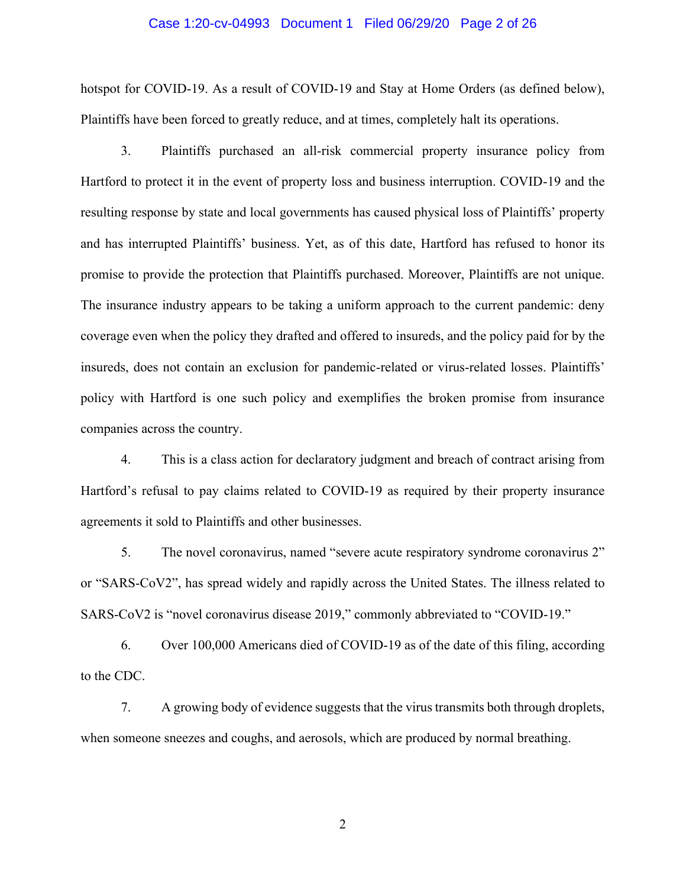hotspot for COVID-19. As a result of COVID-19 and Stay at Home Orders (as defined below), Plaintiffs have been forced to greatly reduce, and at times, completely halt its operations.

3. Plaintiffs purchased an all-risk commercial property insurance policy from Hartford to protect it in the event of property loss and business interruption. COVID-19 and the resulting response by state and local governments has caused physical loss of Plaintiffs' property and has interrupted Plaintiffs' business. Yet, as of this date, Hartford has refused to honor its promise to provide the protection that Plaintiffs purchased. Moreover, Plaintiffs are not unique. The insurance industry appears to be taking a uniform approach to the current pandemic: deny coverage even when the policy they drafted and offered to insureds, and the policy paid for by the insureds, does not contain an exclusion for pandemic-related or virus-related losses. Plaintiffs' policy with Hartford is one such policy and exemplifies the broken promise from insurance companies across the country.

4. This is a class action for declaratory judgment and breach of contract arising from Hartford's refusal to pay claims related to COVID-19 as required by their property insurance agreements it sold to Plaintiffs and other businesses.

5. The novel coronavirus, named "severe acute respiratory syndrome coronavirus 2" or "SARS-CoV2", has spread widely and rapidly across the United States. The illness related to SARS-CoV2 is "novel coronavirus disease 2019," commonly abbreviated to "COVID-19."

6. Over 100,000 Americans died of COVID-19 as of the date of this filing, according to the CDC.

7. A growing body of evidence suggests that the virus transmits both through droplets, when someone sneezes and coughs, and aerosols, which are produced by normal breathing.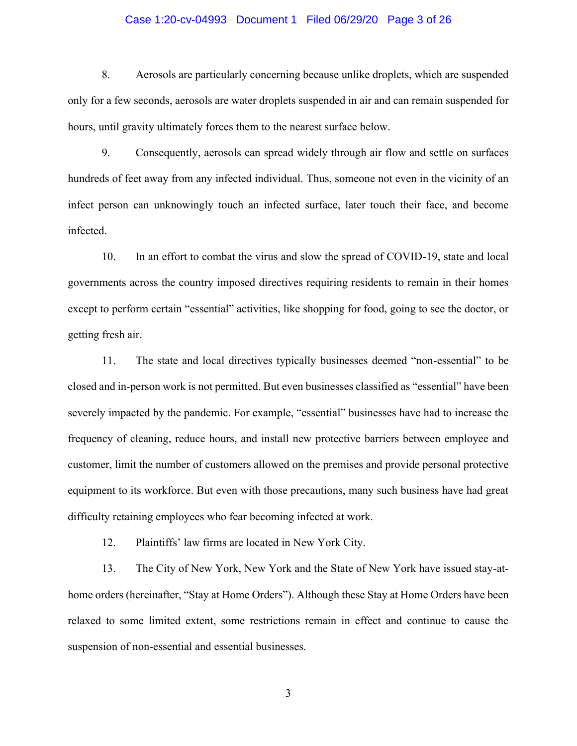8. Aerosols are particularly concerning because unlike droplets, which are suspended only for a few seconds, aerosols are water droplets suspended in air and can remain suspended for hours, until gravity ultimately forces them to the nearest surface below.

9. Consequently, aerosols can spread widely through air flow and settle on surfaces hundreds of feet away from any infected individual. Thus, someone not even in the vicinity of an infect person can unknowingly touch an infected surface, later touch their face, and become infected.

10. In an effort to combat the virus and slow the spread of COVID-19, state and local governments across the country imposed directives requiring residents to remain in their homes except to perform certain "essential" activities, like shopping for food, going to see the doctor, or getting fresh air.

11. The state and local directives typically businesses deemed "non-essential" to be closed and in-person work is not permitted. But even businesses classified as "essential" have been severely impacted by the pandemic. For example, "essential" businesses have had to increase the frequency of cleaning, reduce hours, and install new protective barriers between employee and customer, limit the number of customers allowed on the premises and provide personal protective equipment to its workforce. But even with those precautions, many such business have had great difficulty retaining employees who fear becoming infected at work.

12. Plaintiffs' law firms are located in New York City.

13. The City of New York, New York and the State of New York have issued stay-at-home orders (hereinafter, "Stay at Home Orders"). Although these Stay at Home Orders have been relaxed to some limited extent, some restrictions remain in effect and continue to cause the suspension of non-essential and essential businesses.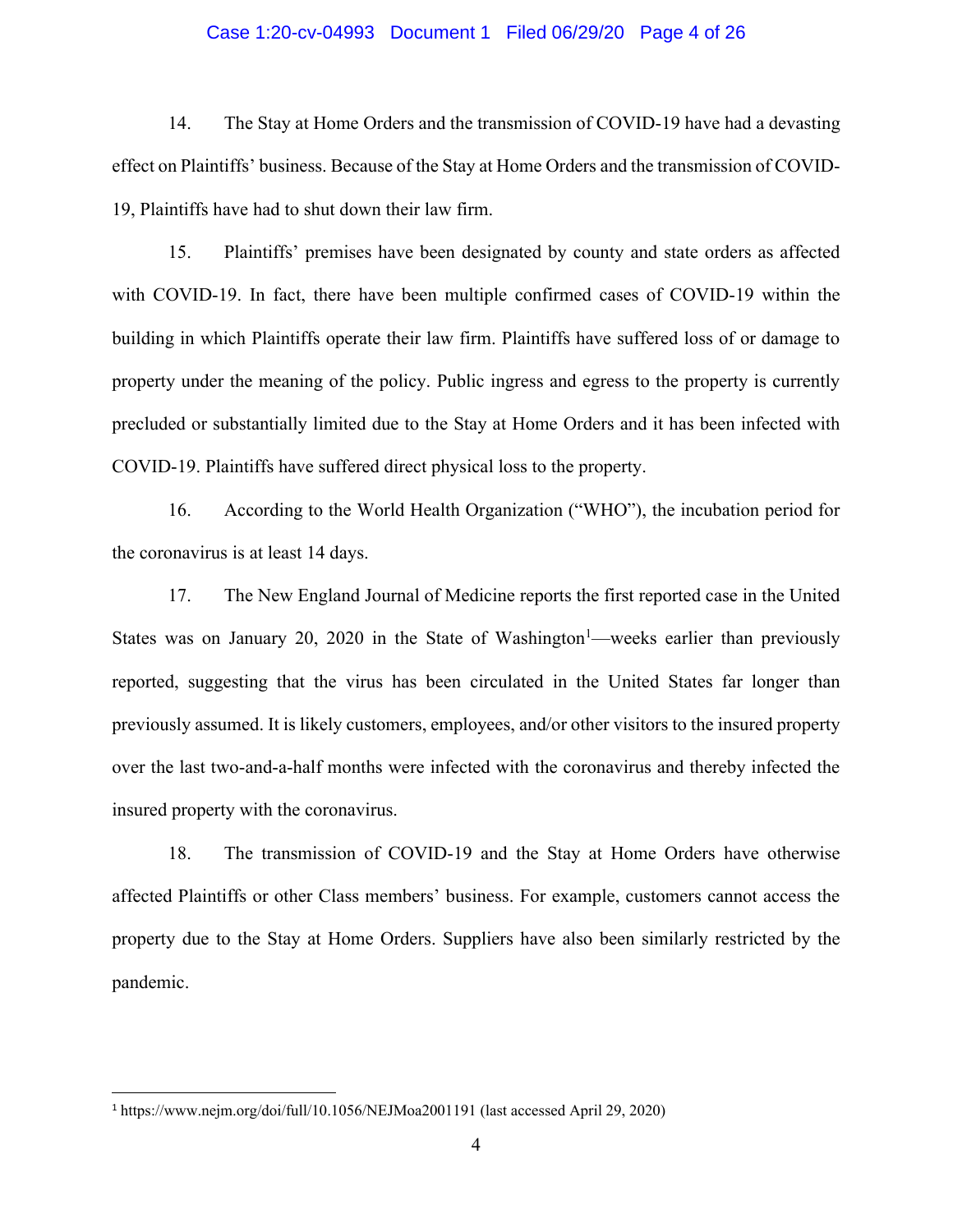14. The Stay at Home Orders and the transmission of COVID-19 have had a devasting effect on Plaintiffs' business. Because of the Stay at Home Orders and the transmission of COVID-19, Plaintiffs have had to shut down their law firm.

15. Plaintiffs' premises have been designated by county and state orders as affected with COVID-19. In fact, there have been multiple confirmed cases of COVID-19 within the building in which Plaintiffs operate their law firm. Plaintiffs have suffered loss of or damage to property under the meaning of the policy. Public ingress and egress to the property is currently precluded or substantially limited due to the Stay at Home Orders and it has been infected with COVID-19. Plaintiffs have suffered direct physical loss to the property.

16. According to the World Health Organization ("WHO"), the incubation period for the coronavirus is at least 14 days.

17. The New England Journal of Medicine reports the first reported case in the United States was on January 20, 2020 in the State of Washington[1]—weeks earlier than previously reported, suggesting that the virus has been circulated in the United States far longer than previously assumed. It is likely customers, employees, and/or other visitors to the insured property over the last two-and-a-half months were infected with the coronavirus and thereby infected the insured property with the coronavirus.

18. The transmission of COVID-19 and the Stay at Home Orders have otherwise affected Plaintiffs or other Class members' business. For example, customers cannot access the property due to the Stay at Home Orders. Suppliers have also been similarly restricted by the pandemic.

---

[1] https://www.nejm.org/doi/full/10.1056/NEJMoa2001191 (last accessed April 29, 2020)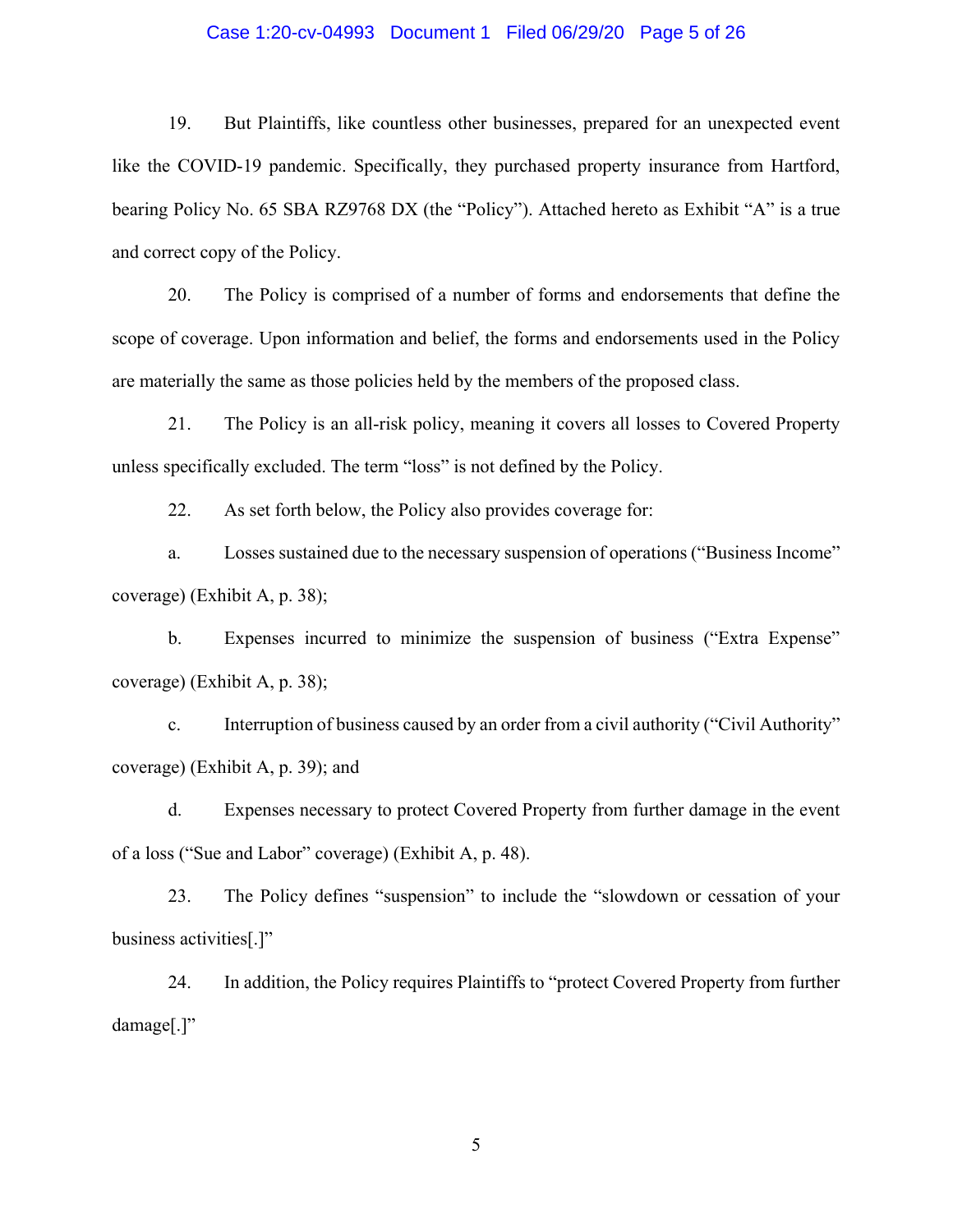19. But Plaintiffs, like countless other businesses, prepared for an unexpected event like the COVID-19 pandemic. Specifically, they purchased property insurance from Hartford, bearing Policy No. 65 SBA RZ9768 DX (the "Policy"). Attached hereto as Exhibit "A" is a true and correct copy of the Policy.

20. The Policy is comprised of a number of forms and endorsements that define the scope of coverage. Upon information and belief, the forms and endorsements used in the Policy are materially the same as those policies held by the members of the proposed class.

21. The Policy is an all-risk policy, meaning it covers all losses to Covered Property unless specifically excluded. The term "loss" is not defined by the Policy.

22. As set forth below, the Policy also provides coverage for:

a. Losses sustained due to the necessary suspension of operations ("Business Income" coverage) (Exhibit A, p. 38);

b. Expenses incurred to minimize the suspension of business ("Extra Expense" coverage) (Exhibit A, p. 38);

c. Interruption of business caused by an order from a civil authority ("Civil Authority" coverage) (Exhibit A, p. 39); and

d. Expenses necessary to protect Covered Property from further damage in the event of a loss ("Sue and Labor" coverage) (Exhibit A, p. 48).

23. The Policy defines "suspension" to include the "slowdown or cessation of your business activities[.]"

24. In addition, the Policy requires Plaintiffs to "protect Covered Property from further damage[.]"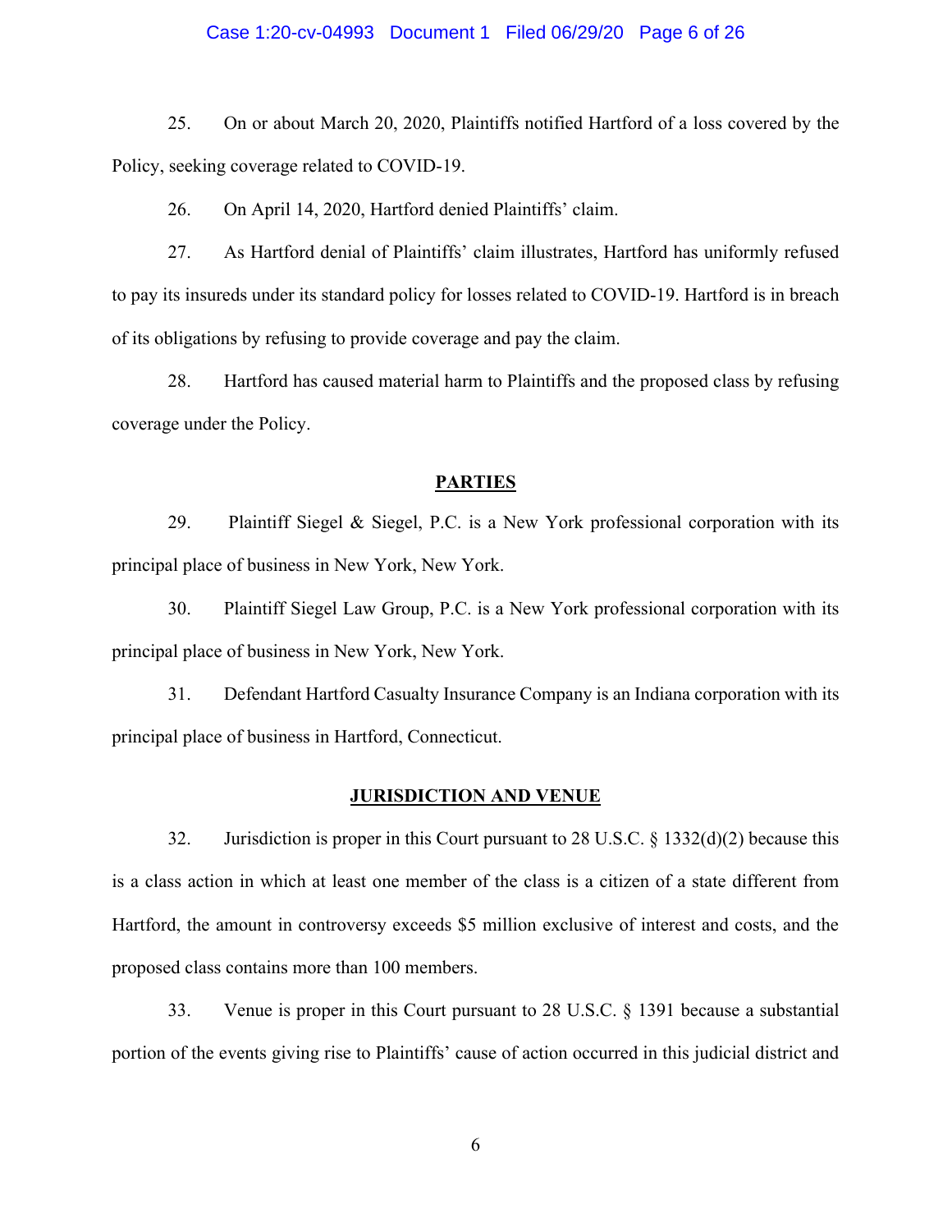25. On or about March 20, 2020, Plaintiffs notified Hartford of a loss covered by the Policy, seeking coverage related to COVID-19.

26. On April 14, 2020, Hartford denied Plaintiffs' claim.

27. As Hartford denial of Plaintiffs' claim illustrates, Hartford has uniformly refused to pay its insureds under its standard policy for losses related to COVID-19. Hartford is in breach of its obligations by refusing to provide coverage and pay the claim.

28. Hartford has caused material harm to Plaintiffs and the proposed class by refusing coverage under the Policy.

## PARTIES

29. Plaintiff Siegel & Siegel, P.C. is a New York professional corporation with its principal place of business in New York, New York.

30. Plaintiff Siegel Law Group, P.C. is a New York professional corporation with its principal place of business in New York, New York.

31. Defendant Hartford Casualty Insurance Company is an Indiana corporation with its principal place of business in Hartford, Connecticut.

## JURISDICTION AND VENUE

32. Jurisdiction is proper in this Court pursuant to 28 U.S.C. § 1332(d)(2) because this is a class action in which at least one member of the class is a citizen of a state different from Hartford, the amount in controversy exceeds $5 million exclusive of interest and costs, and the proposed class contains more than 100 members.

33. Venue is proper in this Court pursuant to 28 U.S.C. § 1391 because a substantial portion of the events giving rise to Plaintiffs' cause of action occurred in this judicial district and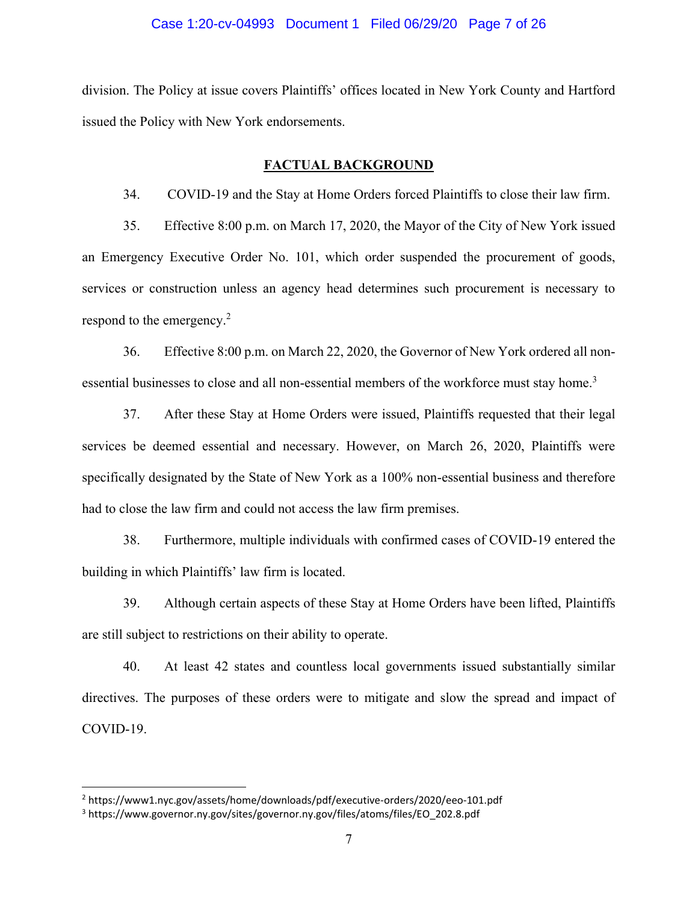division. The Policy at issue covers Plaintiffs' offices located in New York County and Hartford issued the Policy with New York endorsements.

## FACTUAL BACKGROUND

34. COVID-19 and the Stay at Home Orders forced Plaintiffs to close their law firm.

35. Effective 8:00 p.m. on March 17, 2020, the Mayor of the City of New York issued an Emergency Executive Order No. 101, which order suspended the procurement of goods, services or construction unless an agency head determines such procurement is necessary to respond to the emergency.[2]

36. Effective 8:00 p.m. on March 22, 2020, the Governor of New York ordered all non-essential businesses to close and all non-essential members of the workforce must stay home.[3]

37. After these Stay at Home Orders were issued, Plaintiffs requested that their legal services be deemed essential and necessary. However, on March 26, 2020, Plaintiffs were specifically designated by the State of New York as a 100% non-essential business and therefore had to close the law firm and could not access the law firm premises.

38. Furthermore, multiple individuals with confirmed cases of COVID-19 entered the building in which Plaintiffs' law firm is located.

39. Although certain aspects of these Stay at Home Orders have been lifted, Plaintiffs are still subject to restrictions on their ability to operate.

40. At least 42 states and countless local governments issued substantially similar directives. The purposes of these orders were to mitigate and slow the spread and impact of COVID-19.

---

[2] https://www1.nyc.gov/assets/home/downloads/pdf/executive-orders/2020/eeo-101.pdf

[3] https://www.governor.ny.gov/sites/governor.ny.gov/files/atoms/files/EO_202.8.pdf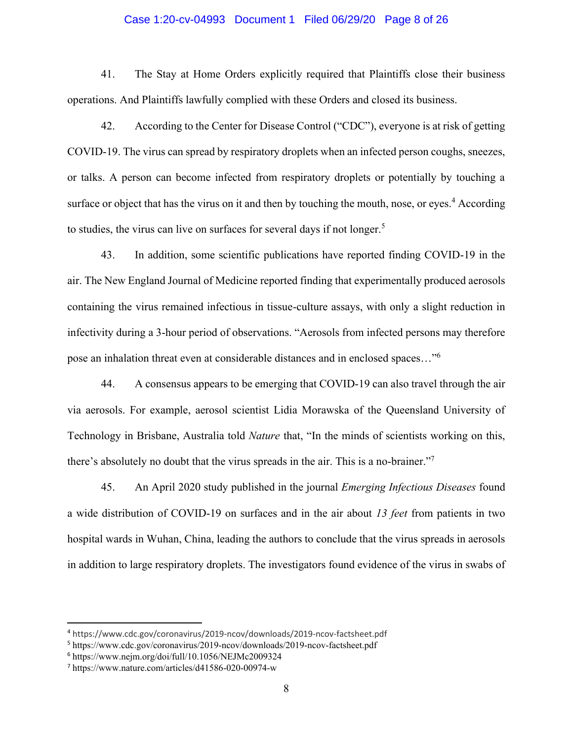41. The Stay at Home Orders explicitly required that Plaintiffs close their business operations. And Plaintiffs lawfully complied with these Orders and closed its business.

42. According to the Center for Disease Control ("CDC"), everyone is at risk of getting COVID-19. The virus can spread by respiratory droplets when an infected person coughs, sneezes, or talks. A person can become infected from respiratory droplets or potentially by touching a surface or object that has the virus on it and then by touching the mouth, nose, or eyes.[4] According to studies, the virus can live on surfaces for several days if not longer.[5]

43. In addition, some scientific publications have reported finding COVID-19 in the air. The New England Journal of Medicine reported finding that experimentally produced aerosols containing the virus remained infectious in tissue-culture assays, with only a slight reduction in infectivity during a 3-hour period of observations. "Aerosols from infected persons may therefore pose an inhalation threat even at considerable distances and in enclosed spaces…"[6]

44. A consensus appears to be emerging that COVID-19 can also travel through the air via aerosols. For example, aerosol scientist Lidia Morawska of the Queensland University of Technology in Brisbane, Australia told *Nature* that, "In the minds of scientists working on this, there's absolutely no doubt that the virus spreads in the air. This is a no-brainer."[7]

45. An April 2020 study published in the journal *Emerging Infectious Diseases* found a wide distribution of COVID-19 on surfaces and in the air about *13 feet* from patients in two hospital wards in Wuhan, China, leading the authors to conclude that the virus spreads in aerosols in addition to large respiratory droplets. The investigators found evidence of the virus in swabs of

---

[4] https://www.cdc.gov/coronavirus/2019-ncov/downloads/2019-ncov-factsheet.pdf
[5] https://www.cdc.gov/coronavirus/2019-ncov/downloads/2019-ncov-factsheet.pdf
[6] https://www.nejm.org/doi/full/10.1056/NEJMc2009324
[7] https://www.nature.com/articles/d41586-020-00974-w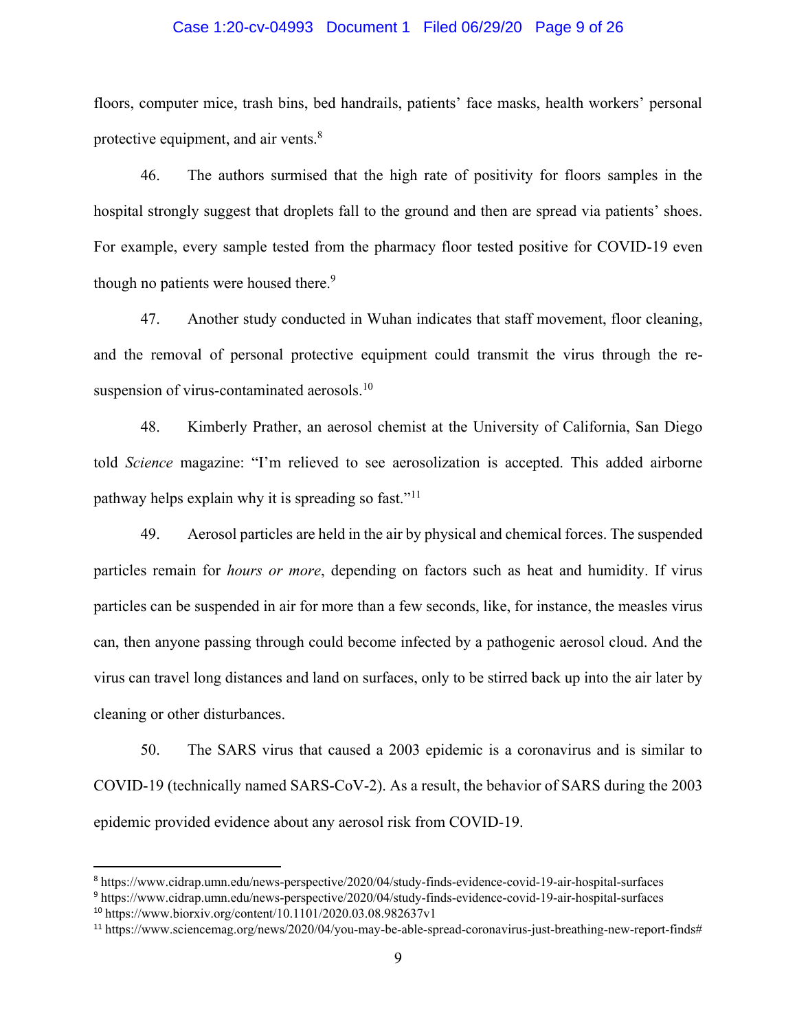floors, computer mice, trash bins, bed handrails, patients' face masks, health workers' personal protective equipment, and air vents.[8]

46. The authors surmised that the high rate of positivity for floors samples in the hospital strongly suggest that droplets fall to the ground and then are spread via patients' shoes. For example, every sample tested from the pharmacy floor tested positive for COVID-19 even though no patients were housed there.[9]

47. Another study conducted in Wuhan indicates that staff movement, floor cleaning, and the removal of personal protective equipment could transmit the virus through the re-suspension of virus-contaminated aerosols.[10]

48. Kimberly Prather, an aerosol chemist at the University of California, San Diego told *Science* magazine: "I'm relieved to see aerosolization is accepted. This added airborne pathway helps explain why it is spreading so fast."[11]

49. Aerosol particles are held in the air by physical and chemical forces. The suspended particles remain for *hours or more*, depending on factors such as heat and humidity. If virus particles can be suspended in air for more than a few seconds, like, for instance, the measles virus can, then anyone passing through could become infected by a pathogenic aerosol cloud. And the virus can travel long distances and land on surfaces, only to be stirred back up into the air later by cleaning or other disturbances.

50. The SARS virus that caused a 2003 epidemic is a coronavirus and is similar to COVID-19 (technically named SARS-CoV-2). As a result, the behavior of SARS during the 2003 epidemic provided evidence about any aerosol risk from COVID-19.

---

[8] https://www.cidrap.umn.edu/news-perspective/2020/04/study-finds-evidence-covid-19-air-hospital-surfaces

[9] https://www.cidrap.umn.edu/news-perspective/2020/04/study-finds-evidence-covid-19-air-hospital-surfaces

[10] https://www.biorxiv.org/content/10.1101/2020.03.08.982637v1

[11] https://www.sciencemag.org/news/2020/04/you-may-be-able-spread-coronavirus-just-breathing-new-report-finds#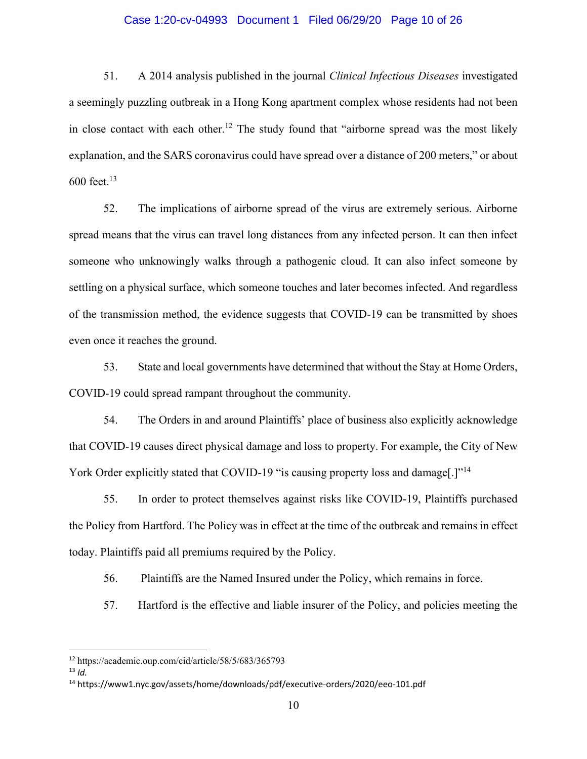51. A 2014 analysis published in the journal *Clinical Infectious Diseases* investigated a seemingly puzzling outbreak in a Hong Kong apartment complex whose residents had not been in close contact with each other.[12] The study found that "airborne spread was the most likely explanation, and the SARS coronavirus could have spread over a distance of 200 meters," or about 600 feet.[13]

52. The implications of airborne spread of the virus are extremely serious. Airborne spread means that the virus can travel long distances from any infected person. It can then infect someone who unknowingly walks through a pathogenic cloud. It can also infect someone by settling on a physical surface, which someone touches and later becomes infected. And regardless of the transmission method, the evidence suggests that COVID-19 can be transmitted by shoes even once it reaches the ground.

53. State and local governments have determined that without the Stay at Home Orders, COVID-19 could spread rampant throughout the community.

54. The Orders in and around Plaintiffs' place of business also explicitly acknowledge that COVID-19 causes direct physical damage and loss to property. For example, the City of New York Order explicitly stated that COVID-19 "is causing property loss and damage[.]"[14]

55. In order to protect themselves against risks like COVID-19, Plaintiffs purchased the Policy from Hartford. The Policy was in effect at the time of the outbreak and remains in effect today. Plaintiffs paid all premiums required by the Policy.

56. Plaintiffs are the Named Insured under the Policy, which remains in force.

57. Hartford is the effective and liable insurer of the Policy, and policies meeting the

---

[12] https://academic.oup.com/cid/article/58/5/683/365793

[13] *Id.*

[14] https://www1.nyc.gov/assets/home/downloads/pdf/executive-orders/2020/eeo-101.pdf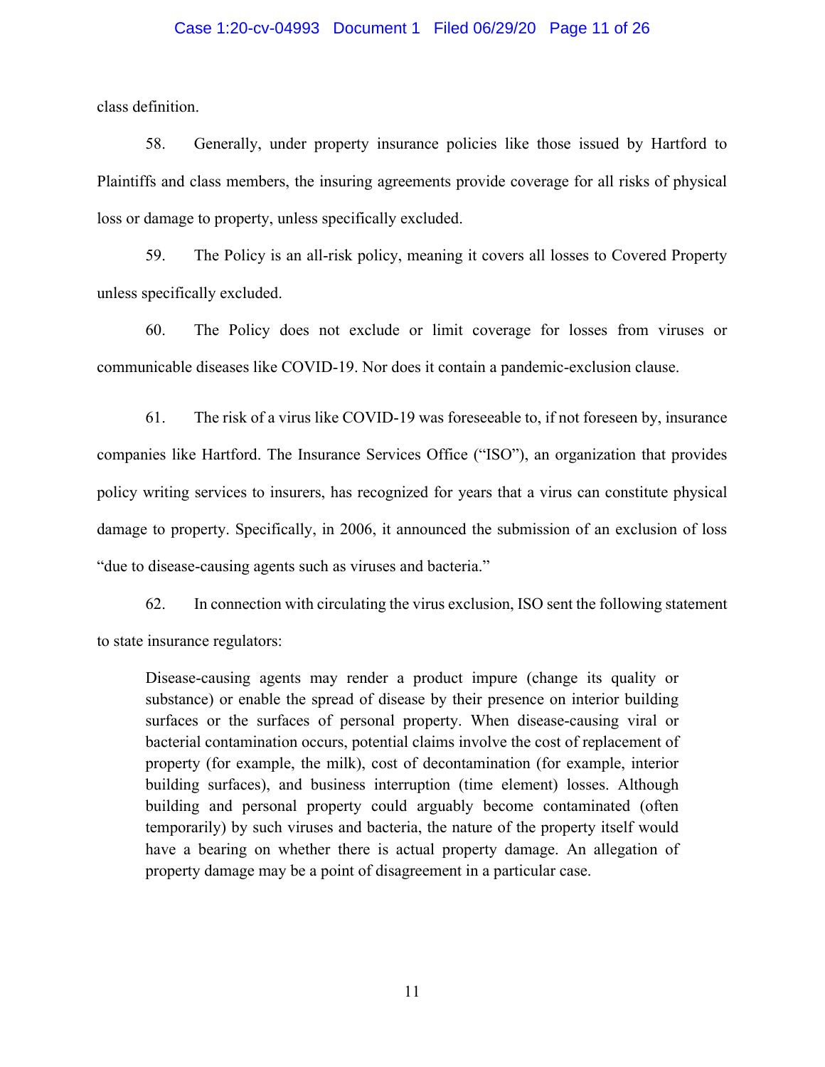class definition.

58. Generally, under property insurance policies like those issued by Hartford to Plaintiffs and class members, the insuring agreements provide coverage for all risks of physical loss or damage to property, unless specifically excluded.

59. The Policy is an all-risk policy, meaning it covers all losses to Covered Property unless specifically excluded.

60. The Policy does not exclude or limit coverage for losses from viruses or communicable diseases like COVID-19. Nor does it contain a pandemic-exclusion clause.

61. The risk of a virus like COVID-19 was foreseeable to, if not foreseen by, insurance companies like Hartford. The Insurance Services Office ("ISO"), an organization that provides policy writing services to insurers, has recognized for years that a virus can constitute physical damage to property. Specifically, in 2006, it announced the submission of an exclusion of loss "due to disease-causing agents such as viruses and bacteria."

62. In connection with circulating the virus exclusion, ISO sent the following statement to state insurance regulators:

> Disease-causing agents may render a product impure (change its quality or substance) or enable the spread of disease by their presence on interior building surfaces or the surfaces of personal property. When disease-causing viral or bacterial contamination occurs, potential claims involve the cost of replacement of property (for example, the milk), cost of decontamination (for example, interior building surfaces), and business interruption (time element) losses. Although building and personal property could arguably become contaminated (often temporarily) by such viruses and bacteria, the nature of the property itself would have a bearing on whether there is actual property damage. An allegation of property damage may be a point of disagreement in a particular case.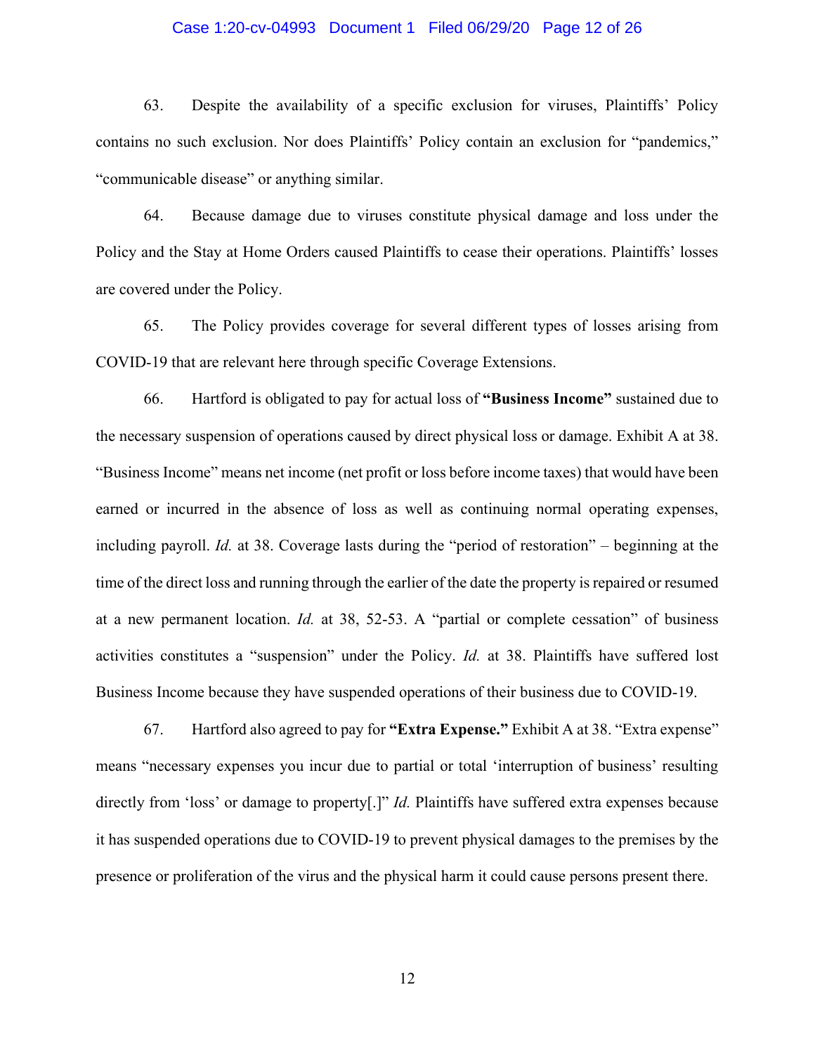63. Despite the availability of a specific exclusion for viruses, Plaintiffs' Policy contains no such exclusion. Nor does Plaintiffs' Policy contain an exclusion for "pandemics," "communicable disease" or anything similar.

64. Because damage due to viruses constitute physical damage and loss under the Policy and the Stay at Home Orders caused Plaintiffs to cease their operations. Plaintiffs' losses are covered under the Policy.

65. The Policy provides coverage for several different types of losses arising from COVID-19 that are relevant here through specific Coverage Extensions.

66. Hartford is obligated to pay for actual loss of **"Business Income"** sustained due to the necessary suspension of operations caused by direct physical loss or damage. Exhibit A at 38. "Business Income" means net income (net profit or loss before income taxes) that would have been earned or incurred in the absence of loss as well as continuing normal operating expenses, including payroll. *Id.* at 38. Coverage lasts during the "period of restoration" – beginning at the time of the direct loss and running through the earlier of the date the property is repaired or resumed at a new permanent location. *Id.* at 38, 52-53. A "partial or complete cessation" of business activities constitutes a "suspension" under the Policy. *Id.* at 38. Plaintiffs have suffered lost Business Income because they have suspended operations of their business due to COVID-19.

67. Hartford also agreed to pay for **"Extra Expense."** Exhibit A at 38. "Extra expense" means "necessary expenses you incur due to partial or total 'interruption of business' resulting directly from 'loss' or damage to property[.]" *Id.* Plaintiffs have suffered extra expenses because it has suspended operations due to COVID-19 to prevent physical damages to the premises by the presence or proliferation of the virus and the physical harm it could cause persons present there.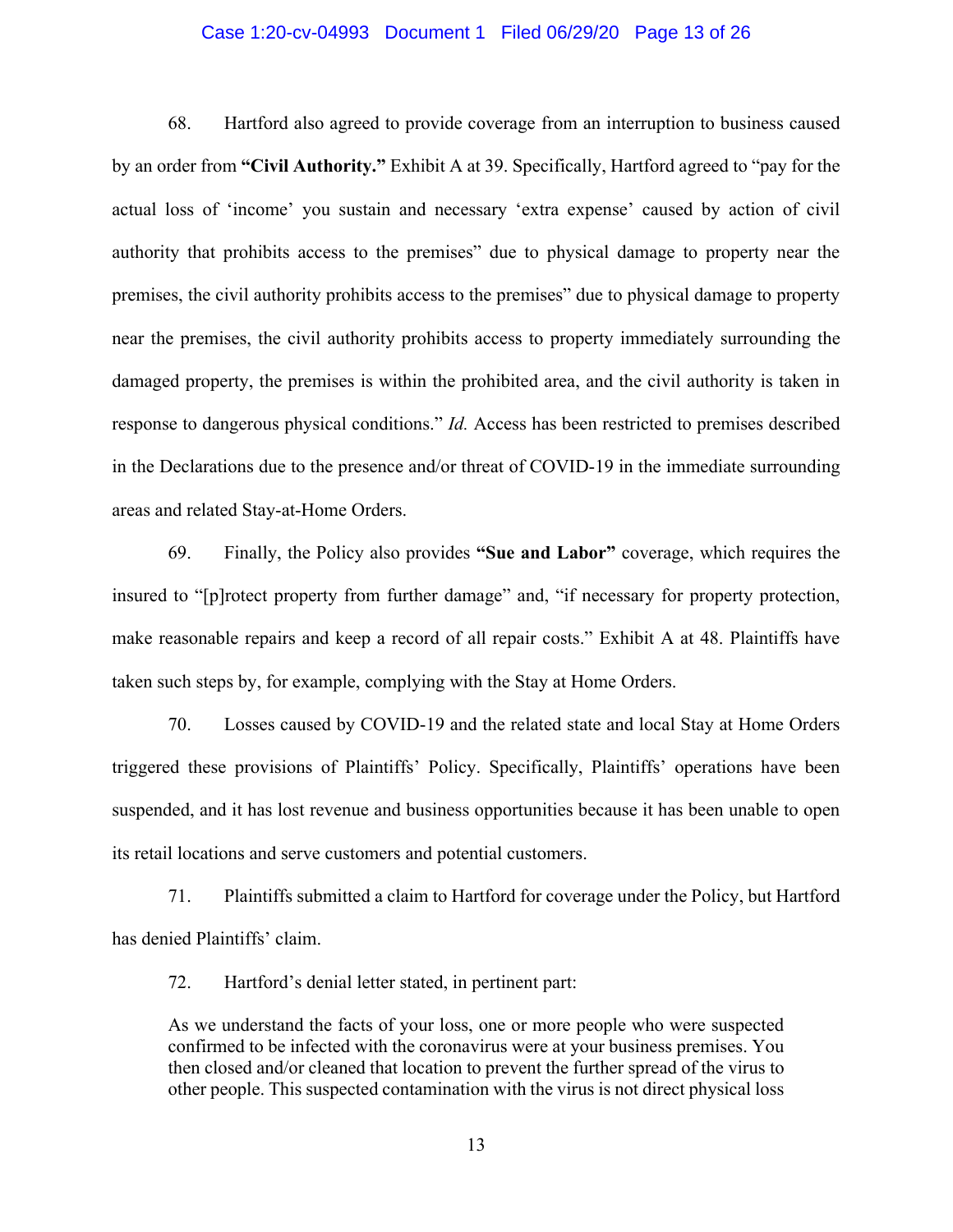68. Hartford also agreed to provide coverage from an interruption to business caused by an order from **"Civil Authority."** Exhibit A at 39. Specifically, Hartford agreed to "pay for the actual loss of 'income' you sustain and necessary 'extra expense' caused by action of civil authority that prohibits access to the premises" due to physical damage to property near the premises, the civil authority prohibits access to the premises" due to physical damage to property near the premises, the civil authority prohibits access to property immediately surrounding the damaged property, the premises is within the prohibited area, and the civil authority is taken in response to dangerous physical conditions." *Id.* Access has been restricted to premises described in the Declarations due to the presence and/or threat of COVID-19 in the immediate surrounding areas and related Stay-at-Home Orders.

69. Finally, the Policy also provides **"Sue and Labor"** coverage, which requires the insured to "[p]rotect property from further damage" and, "if necessary for property protection, make reasonable repairs and keep a record of all repair costs." Exhibit A at 48. Plaintiffs have taken such steps by, for example, complying with the Stay at Home Orders.

70. Losses caused by COVID-19 and the related state and local Stay at Home Orders triggered these provisions of Plaintiffs' Policy. Specifically, Plaintiffs' operations have been suspended, and it has lost revenue and business opportunities because it has been unable to open its retail locations and serve customers and potential customers.

71. Plaintiffs submitted a claim to Hartford for coverage under the Policy, but Hartford has denied Plaintiffs' claim.

72. Hartford's denial letter stated, in pertinent part:

> As we understand the facts of your loss, one or more people who were suspected confirmed to be infected with the coronavirus were at your business premises. You then closed and/or cleaned that location to prevent the further spread of the virus to other people. This suspected contamination with the virus is not direct physical loss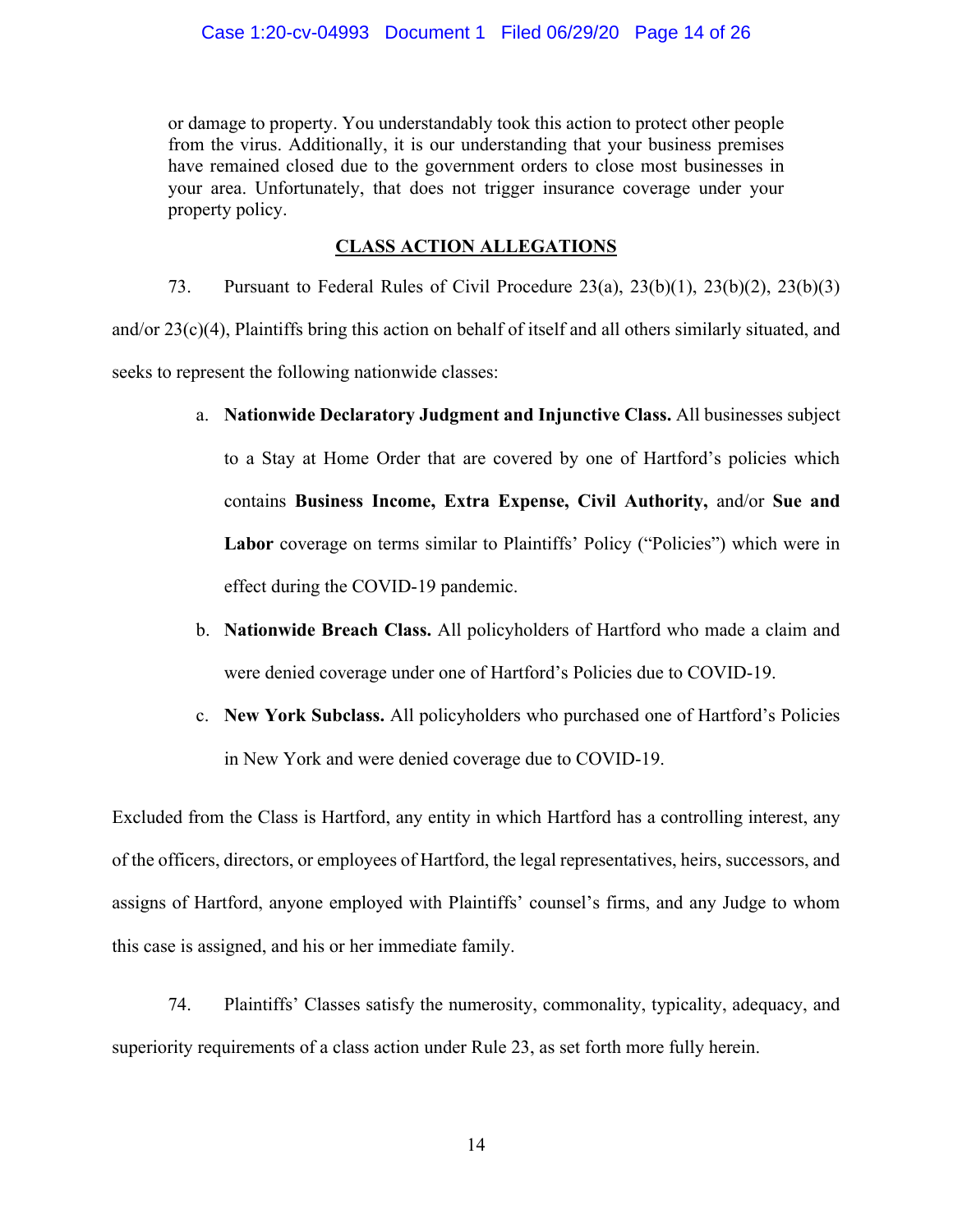> or damage to property. You understandably took this action to protect other people from the virus. Additionally, it is our understanding that your business premises have remained closed due to the government orders to close most businesses in your area. Unfortunately, that does not trigger insurance coverage under your property policy.

## CLASS ACTION ALLEGATIONS

73. Pursuant to Federal Rules of Civil Procedure 23(a), 23(b)(1), 23(b)(2), 23(b)(3) and/or 23(c)(4), Plaintiffs bring this action on behalf of itself and all others similarly situated, and seeks to represent the following nationwide classes:

a. **Nationwide Declaratory Judgment and Injunctive Class.** All businesses subject to a Stay at Home Order that are covered by one of Hartford's policies which contains **Business Income, Extra Expense, Civil Authority,** and/or **Sue and Labor** coverage on terms similar to Plaintiffs' Policy ("Policies") which were in effect during the COVID-19 pandemic.

b. **Nationwide Breach Class.** All policyholders of Hartford who made a claim and were denied coverage under one of Hartford's Policies due to COVID-19.

c. **New York Subclass.** All policyholders who purchased one of Hartford's Policies in New York and were denied coverage due to COVID-19.

Excluded from the Class is Hartford, any entity in which Hartford has a controlling interest, any of the officers, directors, or employees of Hartford, the legal representatives, heirs, successors, and assigns of Hartford, anyone employed with Plaintiffs' counsel's firms, and any Judge to whom this case is assigned, and his or her immediate family.

74. Plaintiffs' Classes satisfy the numerosity, commonality, typicality, adequacy, and superiority requirements of a class action under Rule 23, as set forth more fully herein.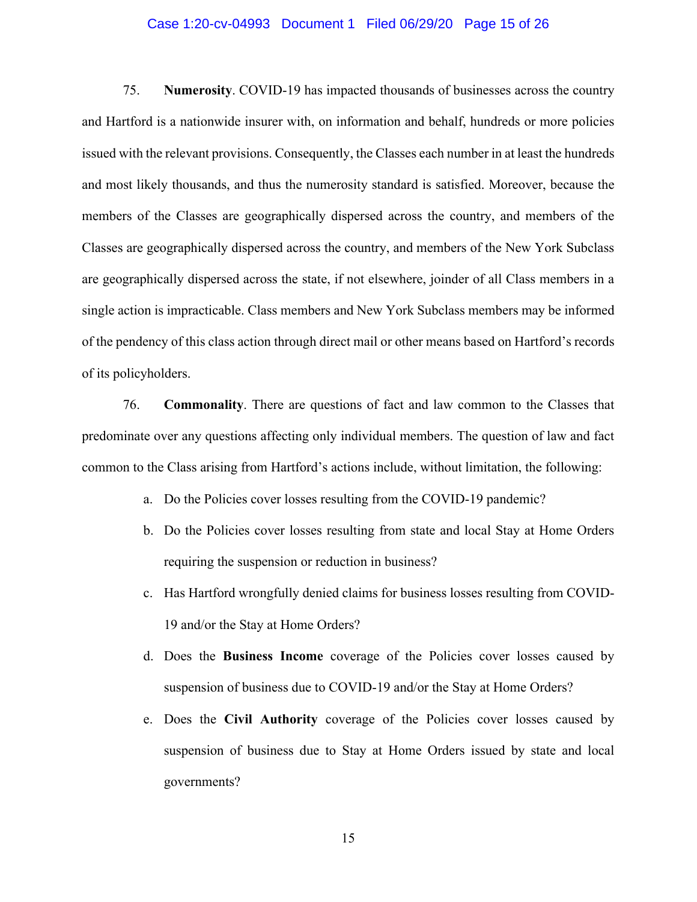75. **Numerosity**. COVID-19 has impacted thousands of businesses across the country and Hartford is a nationwide insurer with, on information and behalf, hundreds or more policies issued with the relevant provisions. Consequently, the Classes each number in at least the hundreds and most likely thousands, and thus the numerosity standard is satisfied. Moreover, because the members of the Classes are geographically dispersed across the country, and members of the Classes are geographically dispersed across the country, and members of the New York Subclass are geographically dispersed across the state, if not elsewhere, joinder of all Class members in a single action is impracticable. Class members and New York Subclass members may be informed of the pendency of this class action through direct mail or other means based on Hartford's records of its policyholders.

76. **Commonality**. There are questions of fact and law common to the Classes that predominate over any questions affecting only individual members. The question of law and fact common to the Class arising from Hartford's actions include, without limitation, the following:

a. Do the Policies cover losses resulting from the COVID-19 pandemic?

b. Do the Policies cover losses resulting from state and local Stay at Home Orders requiring the suspension or reduction in business?

c. Has Hartford wrongfully denied claims for business losses resulting from COVID-19 and/or the Stay at Home Orders?

d. Does the **Business Income** coverage of the Policies cover losses caused by suspension of business due to COVID-19 and/or the Stay at Home Orders?

e. Does the **Civil Authority** coverage of the Policies cover losses caused by suspension of business due to Stay at Home Orders issued by state and local governments?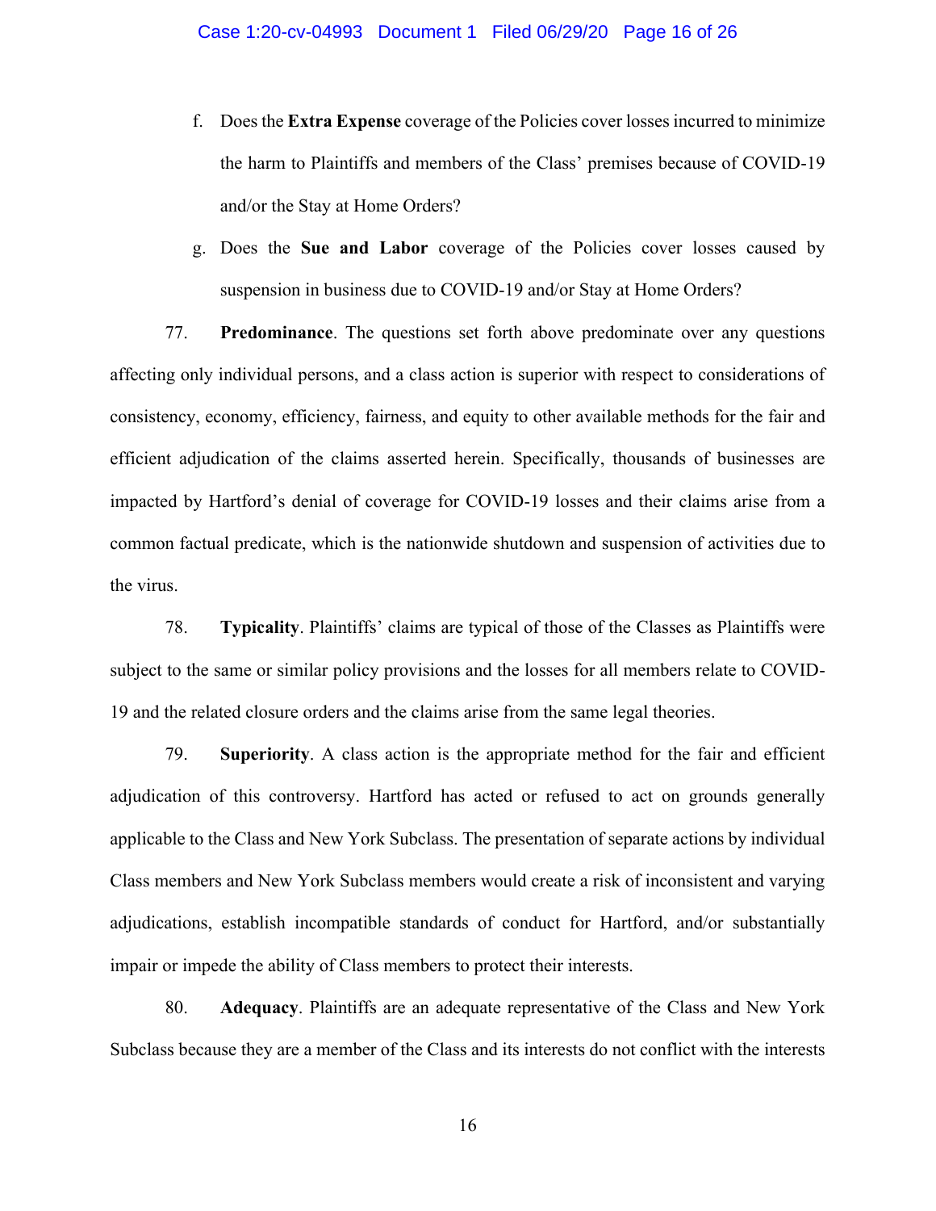f. Does the **Extra Expense** coverage of the Policies cover losses incurred to minimize the harm to Plaintiffs and members of the Class' premises because of COVID-19 and/or the Stay at Home Orders?

g. Does the **Sue and Labor** coverage of the Policies cover losses caused by suspension in business due to COVID-19 and/or Stay at Home Orders?

77. **Predominance**. The questions set forth above predominate over any questions affecting only individual persons, and a class action is superior with respect to considerations of consistency, economy, efficiency, fairness, and equity to other available methods for the fair and efficient adjudication of the claims asserted herein. Specifically, thousands of businesses are impacted by Hartford's denial of coverage for COVID-19 losses and their claims arise from a common factual predicate, which is the nationwide shutdown and suspension of activities due to the virus.

78. **Typicality**. Plaintiffs' claims are typical of those of the Classes as Plaintiffs were subject to the same or similar policy provisions and the losses for all members relate to COVID-19 and the related closure orders and the claims arise from the same legal theories.

79. **Superiority**. A class action is the appropriate method for the fair and efficient adjudication of this controversy. Hartford has acted or refused to act on grounds generally applicable to the Class and New York Subclass. The presentation of separate actions by individual Class members and New York Subclass members would create a risk of inconsistent and varying adjudications, establish incompatible standards of conduct for Hartford, and/or substantially impair or impede the ability of Class members to protect their interests.

80. **Adequacy**. Plaintiffs are an adequate representative of the Class and New York Subclass because they are a member of the Class and its interests do not conflict with the interests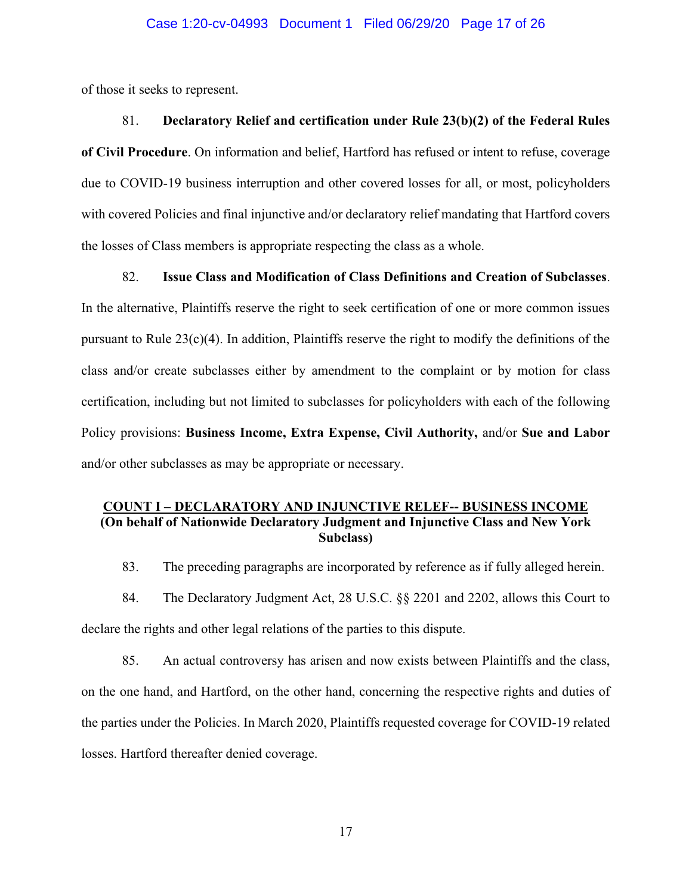of those it seeks to represent.

81. **Declaratory Relief and certification under Rule 23(b)(2) of the Federal Rules of Civil Procedure**. On information and belief, Hartford has refused or intent to refuse, coverage due to COVID-19 business interruption and other covered losses for all, or most, policyholders with covered Policies and final injunctive and/or declaratory relief mandating that Hartford covers the losses of Class members is appropriate respecting the class as a whole.

82. **Issue Class and Modification of Class Definitions and Creation of Subclasses**. In the alternative, Plaintiffs reserve the right to seek certification of one or more common issues pursuant to Rule 23(c)(4). In addition, Plaintiffs reserve the right to modify the definitions of the class and/or create subclasses either by amendment to the complaint or by motion for class certification, including but not limited to subclasses for policyholders with each of the following Policy provisions: **Business Income, Extra Expense, Civil Authority,** and/or **Sue and Labor** and/or other subclasses as may be appropriate or necessary.

## COUNT I – DECLARATORY AND INJUNCTIVE RELIEF-- BUSINESS INCOME
**(On behalf of Nationwide Declaratory Judgment and Injunctive Class and New York Subclass)**

83. The preceding paragraphs are incorporated by reference as if fully alleged herein.

84. The Declaratory Judgment Act, 28 U.S.C. §§ 2201 and 2202, allows this Court to declare the rights and other legal relations of the parties to this dispute.

85. An actual controversy has arisen and now exists between Plaintiffs and the class, on the one hand, and Hartford, on the other hand, concerning the respective rights and duties of the parties under the Policies. In March 2020, Plaintiffs requested coverage for COVID-19 related losses. Hartford thereafter denied coverage.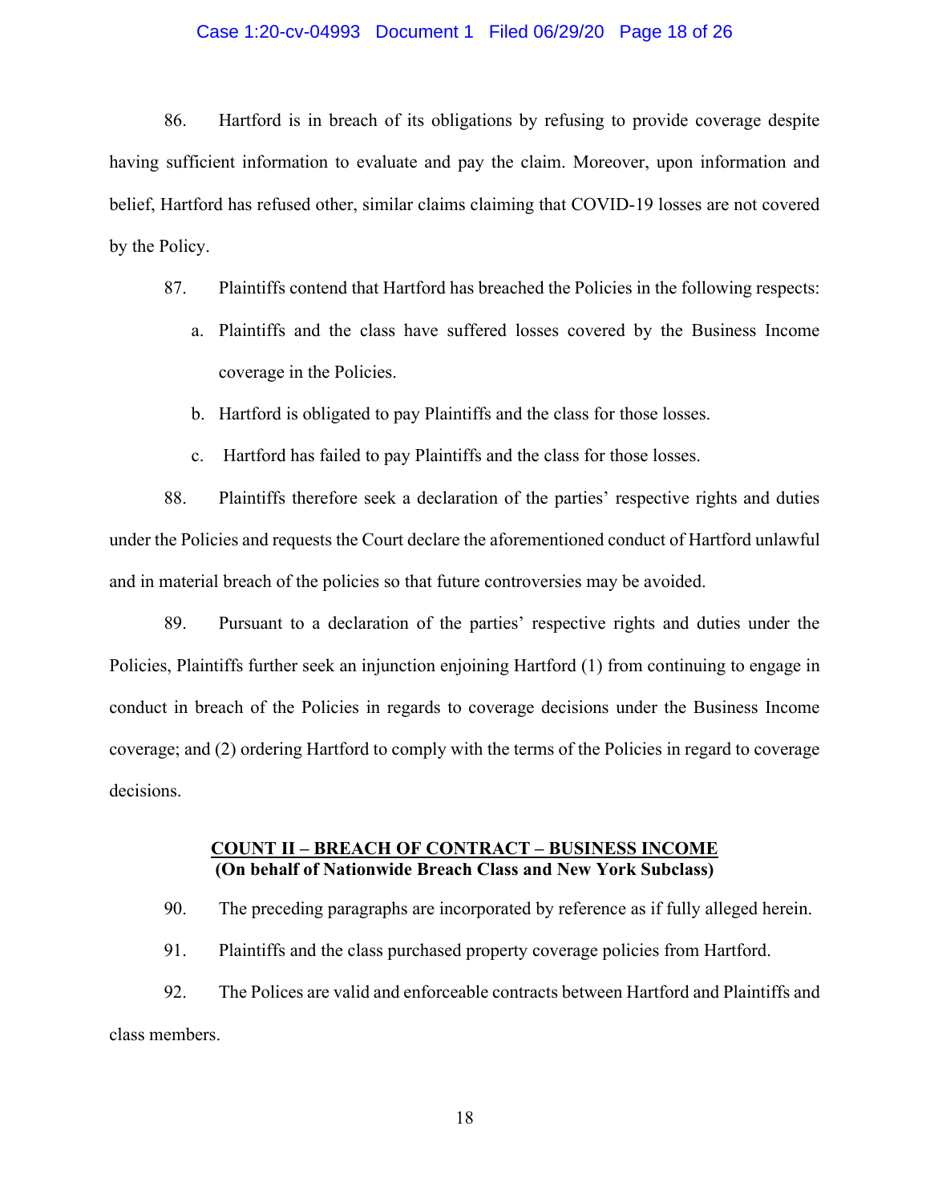86. Hartford is in breach of its obligations by refusing to provide coverage despite having sufficient information to evaluate and pay the claim. Moreover, upon information and belief, Hartford has refused other, similar claims claiming that COVID-19 losses are not covered by the Policy.

87. Plaintiffs contend that Hartford has breached the Policies in the following respects:

a. Plaintiffs and the class have suffered losses covered by the Business Income coverage in the Policies.

b. Hartford is obligated to pay Plaintiffs and the class for those losses.

c. Hartford has failed to pay Plaintiffs and the class for those losses.

88. Plaintiffs therefore seek a declaration of the parties' respective rights and duties under the Policies and requests the Court declare the aforementioned conduct of Hartford unlawful and in material breach of the policies so that future controversies may be avoided.

89. Pursuant to a declaration of the parties' respective rights and duties under the Policies, Plaintiffs further seek an injunction enjoining Hartford (1) from continuing to engage in conduct in breach of the Policies in regards to coverage decisions under the Business Income coverage; and (2) ordering Hartford to comply with the terms of the Policies in regard to coverage decisions.

**COUNT II – BREACH OF CONTRACT – BUSINESS INCOME**
**(On behalf of Nationwide Breach Class and New York Subclass)**

90. The preceding paragraphs are incorporated by reference as if fully alleged herein.

91. Plaintiffs and the class purchased property coverage policies from Hartford.

92. The Polices are valid and enforceable contracts between Hartford and Plaintiffs and class members.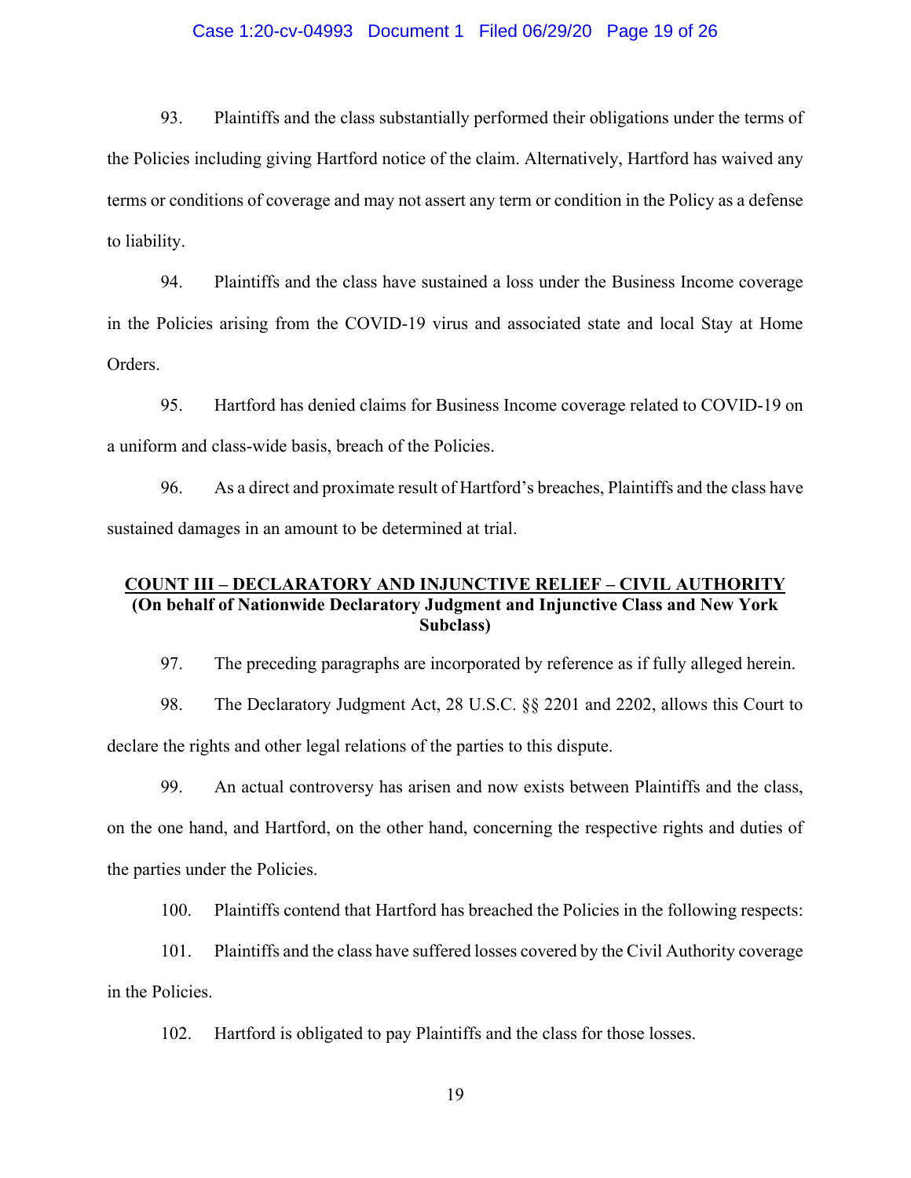93. Plaintiffs and the class substantially performed their obligations under the terms of the Policies including giving Hartford notice of the claim. Alternatively, Hartford has waived any terms or conditions of coverage and may not assert any term or condition in the Policy as a defense to liability.

94. Plaintiffs and the class have sustained a loss under the Business Income coverage in the Policies arising from the COVID-19 virus and associated state and local Stay at Home Orders.

95. Hartford has denied claims for Business Income coverage related to COVID-19 on a uniform and class-wide basis, breach of the Policies.

96. As a direct and proximate result of Hartford's breaches, Plaintiffs and the class have sustained damages in an amount to be determined at trial.

**COUNT III – DECLARATORY AND INJUNCTIVE RELIEF – CIVIL AUTHORITY**
**(On behalf of Nationwide Declaratory Judgment and Injunctive Class and New York Subclass)**

97. The preceding paragraphs are incorporated by reference as if fully alleged herein.

98. The Declaratory Judgment Act, 28 U.S.C. §§ 2201 and 2202, allows this Court to declare the rights and other legal relations of the parties to this dispute.

99. An actual controversy has arisen and now exists between Plaintiffs and the class, on the one hand, and Hartford, on the other hand, concerning the respective rights and duties of the parties under the Policies.

100. Plaintiffs contend that Hartford has breached the Policies in the following respects:

101. Plaintiffs and the class have suffered losses covered by the Civil Authority coverage in the Policies.

102. Hartford is obligated to pay Plaintiffs and the class for those losses.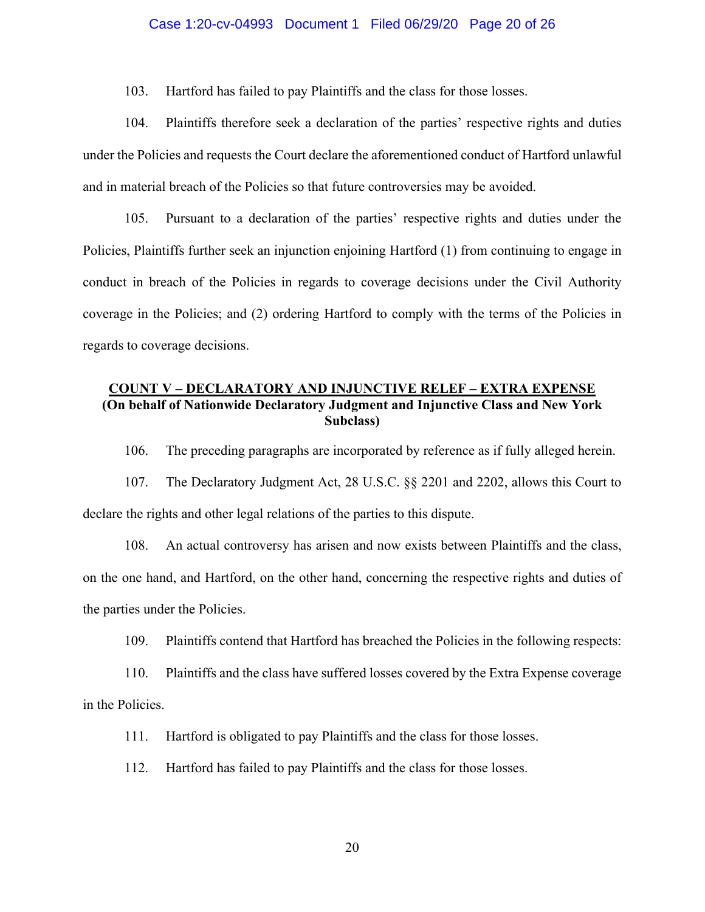103. Hartford has failed to pay Plaintiffs and the class for those losses.

104. Plaintiffs therefore seek a declaration of the parties' respective rights and duties under the Policies and requests the Court declare the aforementioned conduct of Hartford unlawful and in material breach of the Policies so that future controversies may be avoided.

105. Pursuant to a declaration of the parties' respective rights and duties under the Policies, Plaintiffs further seek an injunction enjoining Hartford (1) from continuing to engage in conduct in breach of the Policies in regards to coverage decisions under the Civil Authority coverage in the Policies; and (2) ordering Hartford to comply with the terms of the Policies in regards to coverage decisions.

## <u>COUNT V – DECLARATORY AND INJUNCTIVE RELEF – EXTRA EXPENSE</u>
**(On behalf of Nationwide Declaratory Judgment and Injunctive Class and New York Subclass)**

106. The preceding paragraphs are incorporated by reference as if fully alleged herein.

107. The Declaratory Judgment Act, 28 U.S.C. §§ 2201 and 2202, allows this Court to declare the rights and other legal relations of the parties to this dispute.

108. An actual controversy has arisen and now exists between Plaintiffs and the class, on the one hand, and Hartford, on the other hand, concerning the respective rights and duties of the parties under the Policies.

109. Plaintiffs contend that Hartford has breached the Policies in the following respects:

110. Plaintiffs and the class have suffered losses covered by the Extra Expense coverage in the Policies.

111. Hartford is obligated to pay Plaintiffs and the class for those losses.

112. Hartford has failed to pay Plaintiffs and the class for those losses.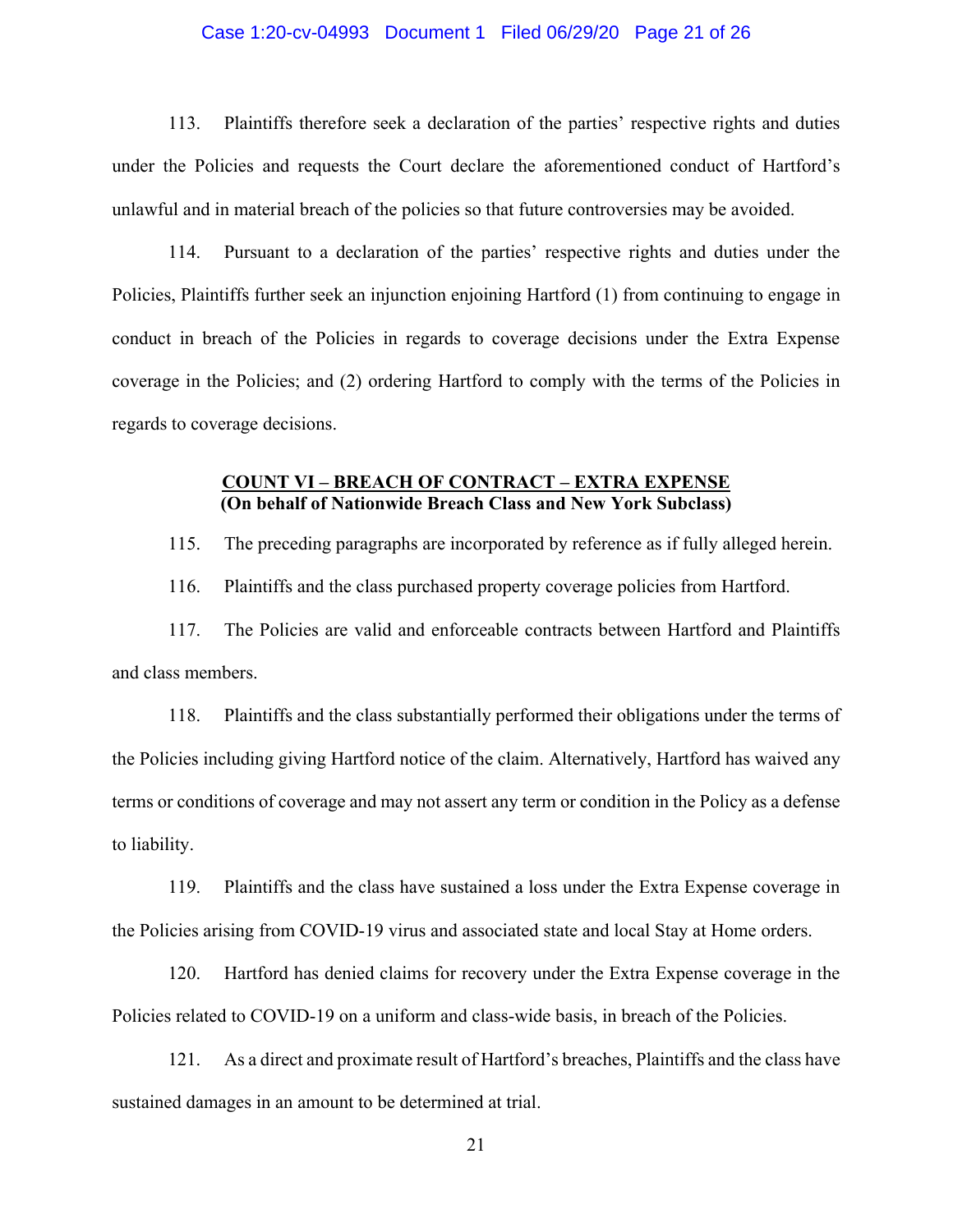113. Plaintiffs therefore seek a declaration of the parties' respective rights and duties under the Policies and requests the Court declare the aforementioned conduct of Hartford's unlawful and in material breach of the policies so that future controversies may be avoided.

114. Pursuant to a declaration of the parties' respective rights and duties under the Policies, Plaintiffs further seek an injunction enjoining Hartford (1) from continuing to engage in conduct in breach of the Policies in regards to coverage decisions under the Extra Expense coverage in the Policies; and (2) ordering Hartford to comply with the terms of the Policies in regards to coverage decisions.

### COUNT VI – BREACH OF CONTRACT – EXTRA EXPENSE
**(On behalf of Nationwide Breach Class and New York Subclass)**

115. The preceding paragraphs are incorporated by reference as if fully alleged herein.

116. Plaintiffs and the class purchased property coverage policies from Hartford.

117. The Policies are valid and enforceable contracts between Hartford and Plaintiffs and class members.

118. Plaintiffs and the class substantially performed their obligations under the terms of the Policies including giving Hartford notice of the claim. Alternatively, Hartford has waived any terms or conditions of coverage and may not assert any term or condition in the Policy as a defense to liability.

119. Plaintiffs and the class have sustained a loss under the Extra Expense coverage in the Policies arising from COVID-19 virus and associated state and local Stay at Home orders.

120. Hartford has denied claims for recovery under the Extra Expense coverage in the Policies related to COVID-19 on a uniform and class-wide basis, in breach of the Policies.

121. As a direct and proximate result of Hartford's breaches, Plaintiffs and the class have sustained damages in an amount to be determined at trial.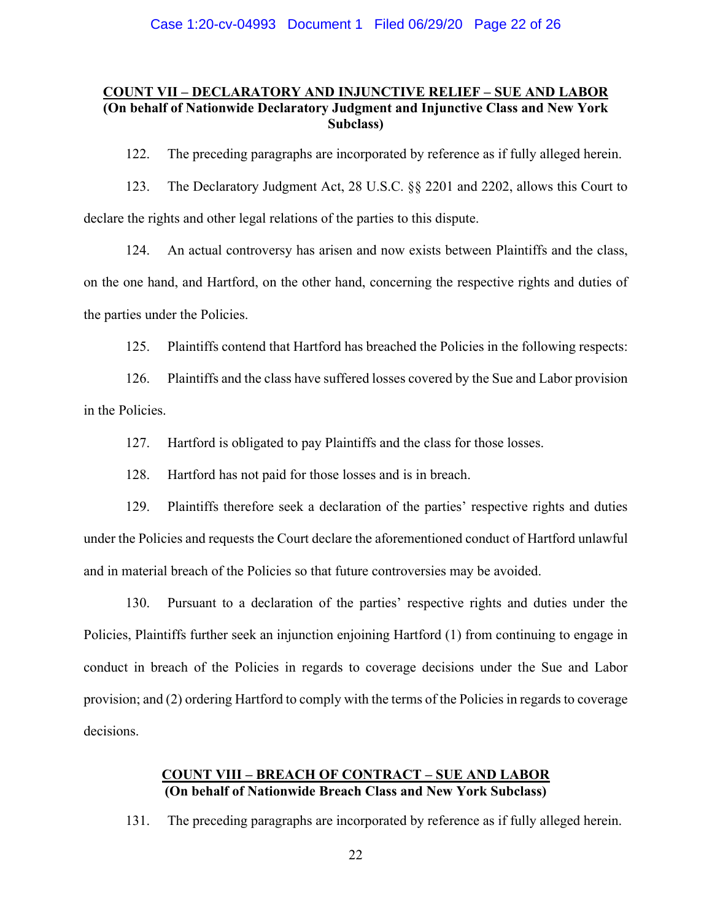**COUNT VII – DECLARATORY AND INJUNCTIVE RELIEF – SUE AND LABOR**
**(On behalf of Nationwide Declaratory Judgment and Injunctive Class and New York Subclass)**

122. The preceding paragraphs are incorporated by reference as if fully alleged herein.

123. The Declaratory Judgment Act, 28 U.S.C. §§ 2201 and 2202, allows this Court to declare the rights and other legal relations of the parties to this dispute.

124. An actual controversy has arisen and now exists between Plaintiffs and the class, on the one hand, and Hartford, on the other hand, concerning the respective rights and duties of the parties under the Policies.

125. Plaintiffs contend that Hartford has breached the Policies in the following respects:

126. Plaintiffs and the class have suffered losses covered by the Sue and Labor provision in the Policies.

127. Hartford is obligated to pay Plaintiffs and the class for those losses.

128. Hartford has not paid for those losses and is in breach.

129. Plaintiffs therefore seek a declaration of the parties' respective rights and duties under the Policies and requests the Court declare the aforementioned conduct of Hartford unlawful and in material breach of the Policies so that future controversies may be avoided.

130. Pursuant to a declaration of the parties' respective rights and duties under the Policies, Plaintiffs further seek an injunction enjoining Hartford (1) from continuing to engage in conduct in breach of the Policies in regards to coverage decisions under the Sue and Labor provision; and (2) ordering Hartford to comply with the terms of the Policies in regards to coverage decisions.

**COUNT VIII – BREACH OF CONTRACT – SUE AND LABOR**
**(On behalf of Nationwide Breach Class and New York Subclass)**

131. The preceding paragraphs are incorporated by reference as if fully alleged herein.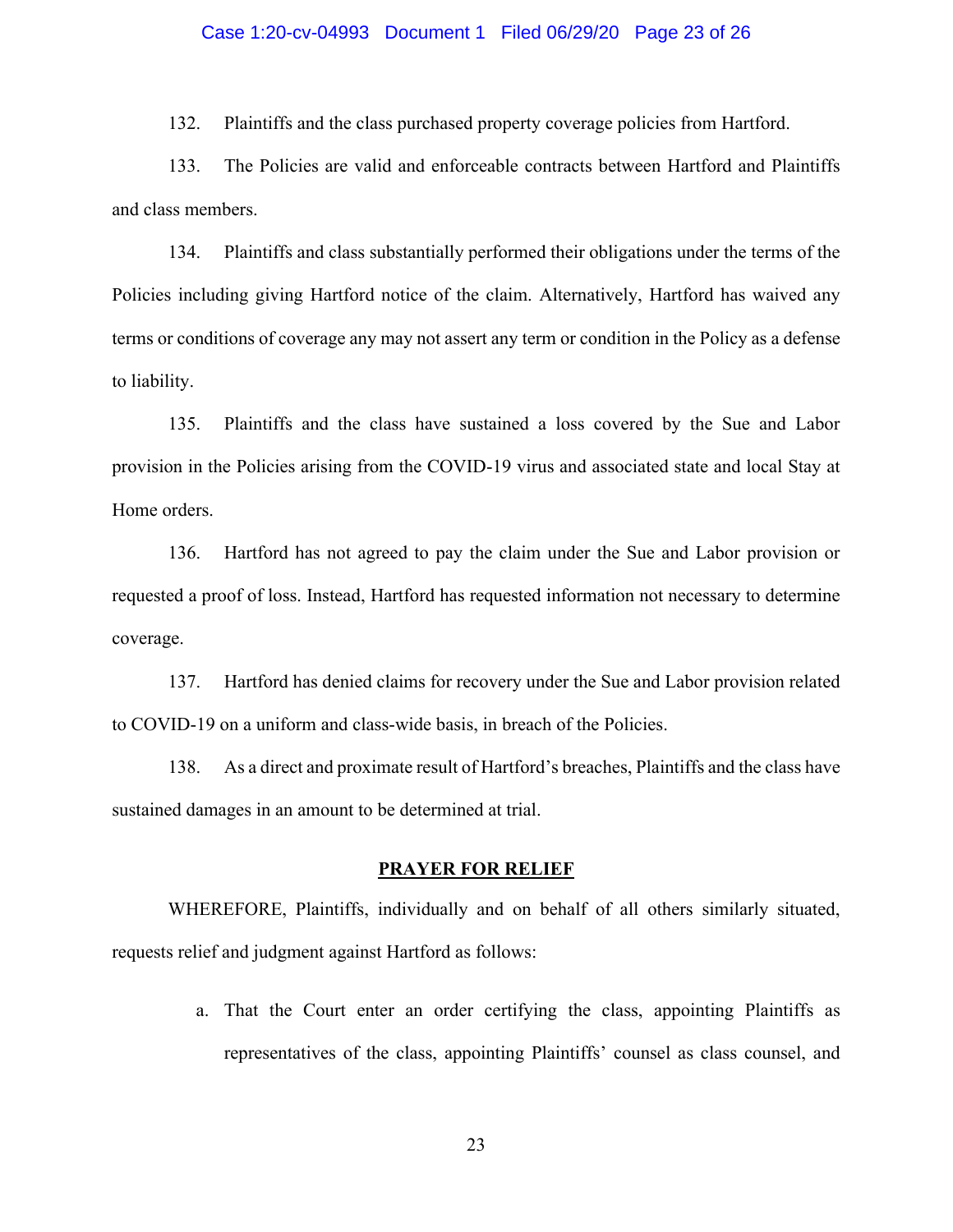132. Plaintiffs and the class purchased property coverage policies from Hartford.

133. The Policies are valid and enforceable contracts between Hartford and Plaintiffs and class members.

134. Plaintiffs and class substantially performed their obligations under the terms of the Policies including giving Hartford notice of the claim. Alternatively, Hartford has waived any terms or conditions of coverage any may not assert any term or condition in the Policy as a defense to liability.

135. Plaintiffs and the class have sustained a loss covered by the Sue and Labor provision in the Policies arising from the COVID-19 virus and associated state and local Stay at Home orders.

136. Hartford has not agreed to pay the claim under the Sue and Labor provision or requested a proof of loss. Instead, Hartford has requested information not necessary to determine coverage.

137. Hartford has denied claims for recovery under the Sue and Labor provision related to COVID-19 on a uniform and class-wide basis, in breach of the Policies.

138. As a direct and proximate result of Hartford's breaches, Plaintiffs and the class have sustained damages in an amount to be determined at trial.

## PRAYER FOR RELIEF

WHEREFORE, Plaintiffs, individually and on behalf of all others similarly situated, requests relief and judgment against Hartford as follows:

a. That the Court enter an order certifying the class, appointing Plaintiffs as representatives of the class, appointing Plaintiffs' counsel as class counsel, and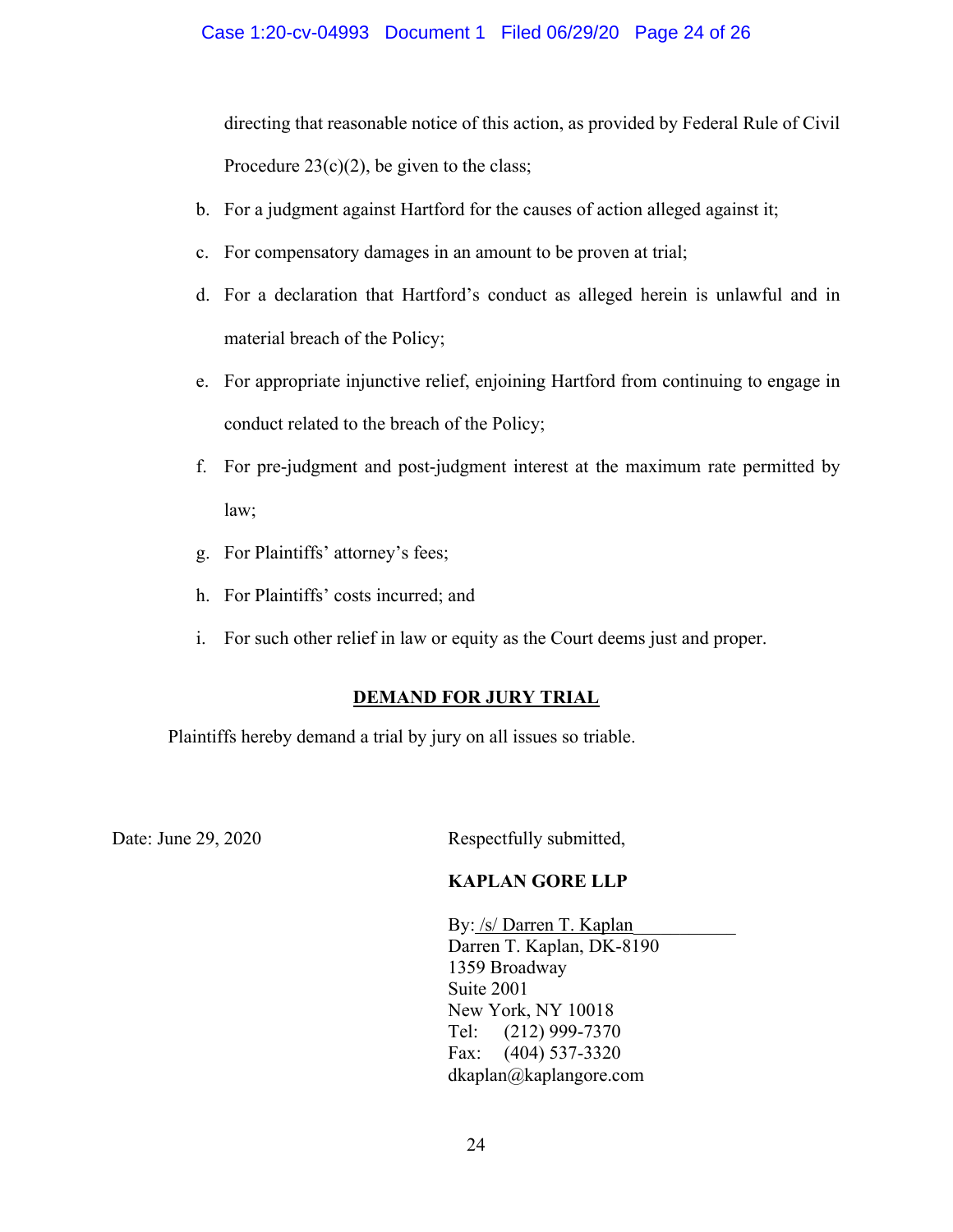directing that reasonable notice of this action, as provided by Federal Rule of Civil Procedure 23(c)(2), be given to the class;

b. For a judgment against Hartford for the causes of action alleged against it;

c. For compensatory damages in an amount to be proven at trial;

d. For a declaration that Hartford's conduct as alleged herein is unlawful and in material breach of the Policy;

e. For appropriate injunctive relief, enjoining Hartford from continuing to engage in conduct related to the breach of the Policy;

f. For pre-judgment and post-judgment interest at the maximum rate permitted by law;

g. For Plaintiffs' attorney's fees;

h. For Plaintiffs' costs incurred; and

i. For such other relief in law or equity as the Court deems just and proper.

## DEMAND FOR JURY TRIAL

Plaintiffs hereby demand a trial by jury on all issues so triable.

Date: June 29, 2020

Respectfully submitted,

**KAPLAN GORE LLP**

By: /s/ Darren T. Kaplan
Darren T. Kaplan, DK-8190
1359 Broadway
Suite 2001
New York, NY 10018
Tel: (212) 999-7370
Fax: (404) 537-3320
dkaplan@kaplangore.com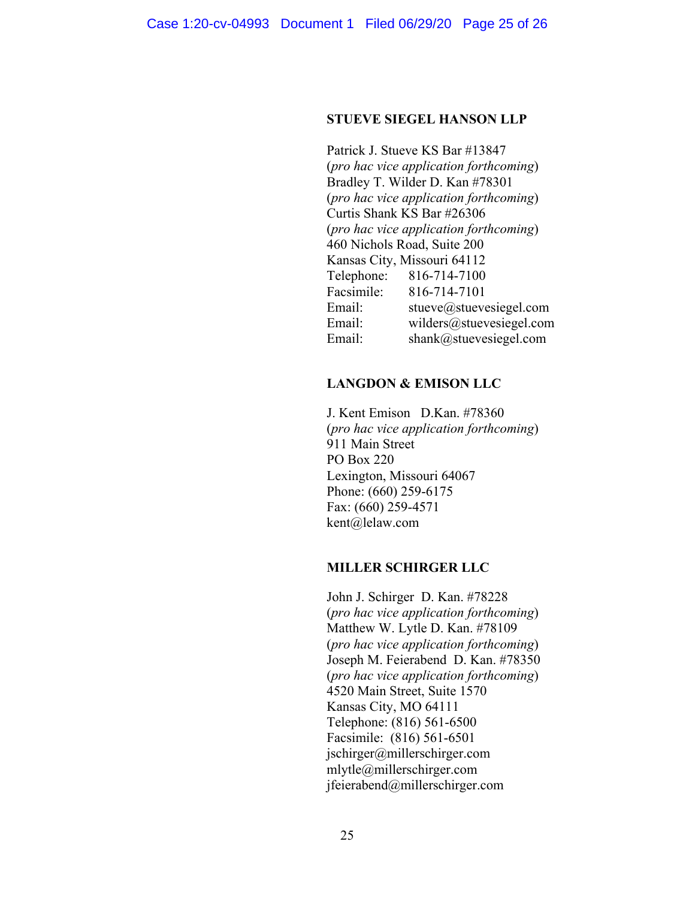**STUEVE SIEGEL HANSON LLP**

Patrick J. Stueve KS Bar #13847
(*pro hac vice application forthcoming*)
Bradley T. Wilder D. Kan #78301
(*pro hac vice application forthcoming*)
Curtis Shank KS Bar #26306
(*pro hac vice application forthcoming*)
460 Nichols Road, Suite 200
Kansas City, Missouri 64112
Telephone: 816-714-7100
Facsimile: 816-714-7101
Email: stueve@stuevesiegel.com
Email: wilders@stuevesiegel.com
Email: shank@stuevesiegel.com

**LANGDON & EMISON LLC**

J. Kent Emison D.Kan. #78360
(*pro hac vice application forthcoming*)
911 Main Street
PO Box 220
Lexington, Missouri 64067
Phone: (660) 259-6175
Fax: (660) 259-4571
kent@lelaw.com

**MILLER SCHIRGER LLC**

John J. Schirger D. Kan. #78228
(*pro hac vice application forthcoming*)
Matthew W. Lytle D. Kan. #78109
(*pro hac vice application forthcoming*)
Joseph M. Feierabend D. Kan. #78350
(*pro hac vice application forthcoming*)
4520 Main Street, Suite 1570
Kansas City, MO 64111
Telephone: (816) 561-6500
Facsimile: (816) 561-6501
jschirger@millerschirger.com
mlytle@millerschirger.com
jfeierabend@millerschirger.com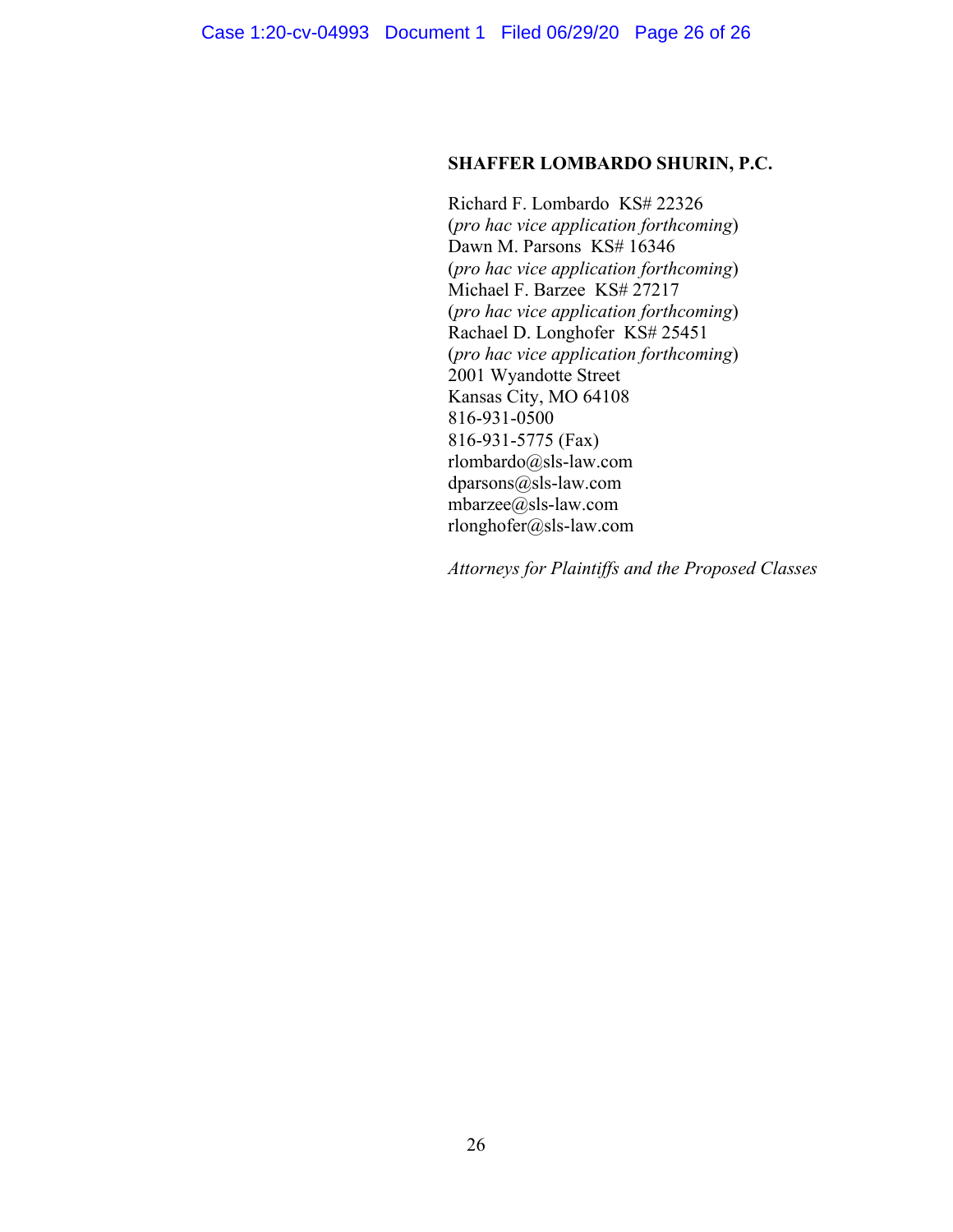**SHAFFER LOMBARDO SHURIN, P.C.**

Richard F. Lombardo KS# 22326
(*pro hac vice application forthcoming*)
Dawn M. Parsons KS# 16346
(*pro hac vice application forthcoming*)
Michael F. Barzee KS# 27217
(*pro hac vice application forthcoming*)
Rachael D. Longhofer KS# 25451
(*pro hac vice application forthcoming*)
2001 Wyandotte Street
Kansas City, MO 64108
816-931-0500
816-931-5775 (Fax)
rlombardo@sls-law.com
dparsons@sls-law.com
mbarzee@sls-law.com
rlonghofer@sls-law.com

*Attorneys for Plaintiffs and the Proposed Classes*